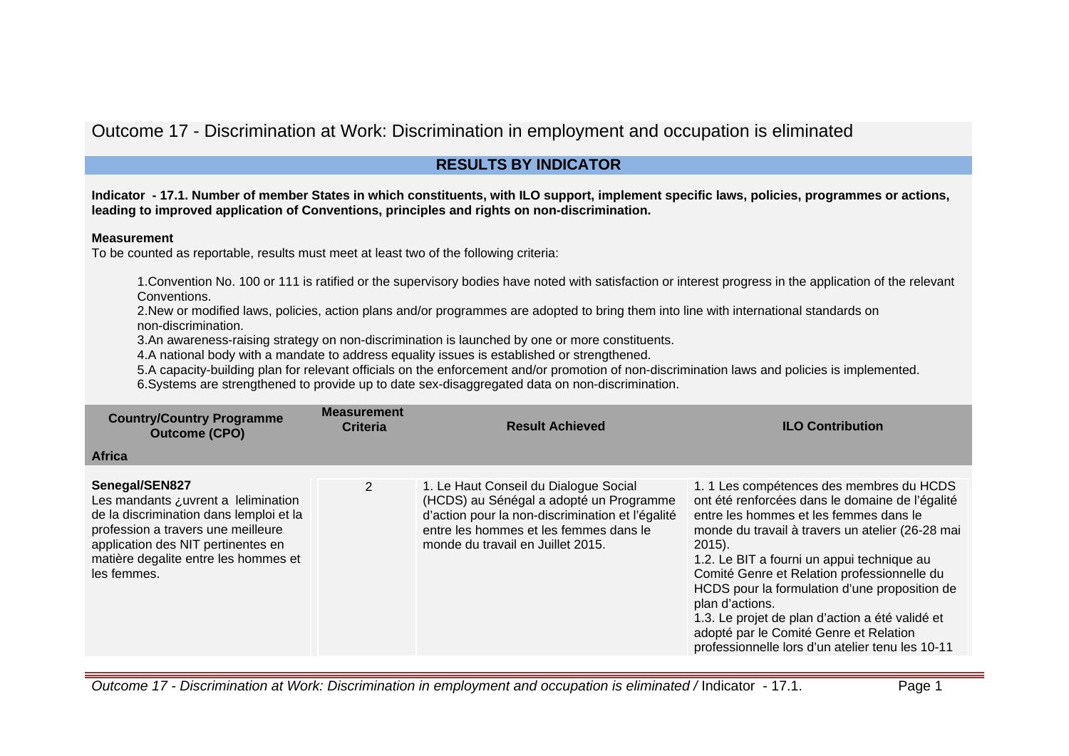# Outcome 17 - Discrimination at Work: Discrimination in employment and occupation is eliminated

## RESULTS BY INDICATOR

**Indicator - 17.1. Number of member States in which constituents, with ILO support, implement specific laws, policies, programmes or actions, leading to improved application of Conventions, principles and rights on non-discrimination.**

**Measurement**

To be counted as reportable, results must meet at least two of the following criteria:

1.Convention No. 100 or 111 is ratified or the supervisory bodies have noted with satisfaction or interest progress in the application of the relevant Conventions.

2.New or modified laws, policies, action plans and/or programmes are adopted to bring them into line with international standards on non-discrimination.

3.An awareness-raising strategy on non-discrimination is launched by one or more constituents.

4.A national body with a mandate to address equality issues is established or strengthened.

5.A capacity-building plan for relevant officials on the enforcement and/or promotion of non-discrimination laws and policies is implemented.

6.Systems are strengthened to provide up to date sex-disaggregated data on non-discrimination.

| Country/Country Programme Outcome (CPO) | Measurement Criteria | Result Achieved | ILO Contribution |
|---|---|---|---|
| **Africa** | | | |
| **Senegal/SEN827**<br>Les mandants ¿uvrent a lelimination de la discrimination dans lemploi et la profession a travers une meilleure application des NIT pertinentes en matière degalite entre les hommes et les femmes. | 2 | 1. Le Haut Conseil du Dialogue Social (HCDS) au Sénégal a adopté un Programme d'action pour la non-discrimination et l'égalité entre les hommes et les femmes dans le monde du travail en Juillet 2015. | 1. 1 Les compétences des membres du HCDS ont été renforcées dans le domaine de l'égalité entre les hommes et les femmes dans le monde du travail à travers un atelier (26-28 mai 2015).<br>1.2. Le BIT a fourni un appui technique au Comité Genre et Relation professionnelle du HCDS pour la formulation d'une proposition de plan d'actions.<br>1.3. Le projet de plan d'action a été validé et adopté par le Comité Genre et Relation professionnelle lors d'un atelier tenu les 10-11 |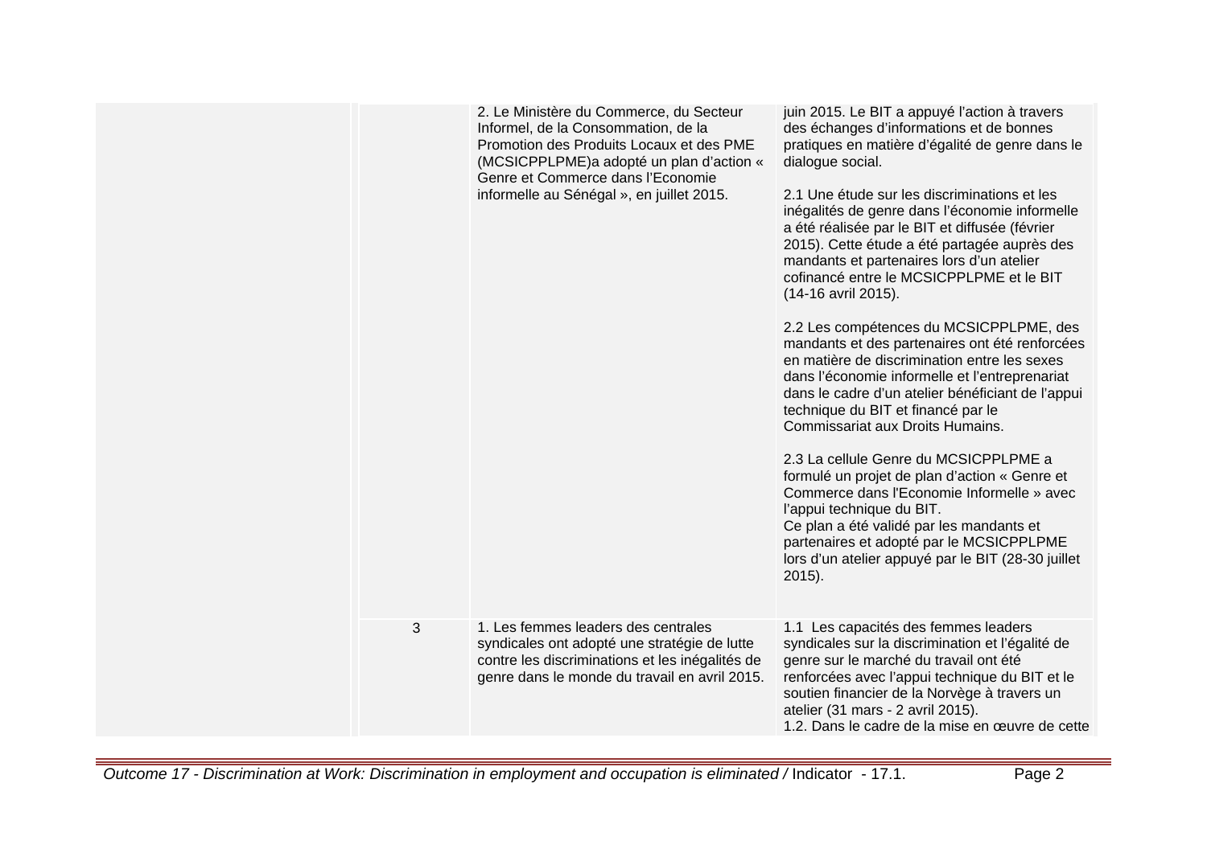| | | | |
|---|---|---|---|
| | | 2. Le Ministère du Commerce, du Secteur Informel, de la Consommation, de la Promotion des Produits Locaux et des PME (MCSICPPLPME)a adopté un plan d'action « Genre et Commerce dans l'Economie informelle au Sénégal », en juillet 2015. | juin 2015. Le BIT a appuyé l'action à travers des échanges d'informations et de bonnes pratiques en matière d'égalité de genre dans le dialogue social.<br><br>2.1 Une étude sur les discriminations et les inégalités de genre dans l'économie informelle a été réalisée par le BIT et diffusée (février 2015). Cette étude a été partagée auprès des mandants et partenaires lors d'un atelier cofinancé entre le MCSICPPLPME et le BIT (14-16 avril 2015).<br><br>2.2 Les compétences du MCSICPPLPME, des mandants et des partenaires ont été renforcées en matière de discrimination entre les sexes dans l'économie informelle et l'entreprenariat dans le cadre d'un atelier bénéficiant de l'appui technique du BIT et financé par le Commissariat aux Droits Humains.<br><br>2.3 La cellule Genre du MCSICPPLPME a formulé un projet de plan d'action « Genre et Commerce dans l'Economie Informelle » avec l'appui technique du BIT.<br>Ce plan a été validé par les mandants et partenaires et adopté par le MCSICPPLPME lors d'un atelier appuyé par le BIT (28-30 juillet 2015). |
| | 3 | 1. Les femmes leaders des centrales syndicales ont adopté une stratégie de lutte contre les discriminations et les inégalités de genre dans le monde du travail en avril 2015. | 1.1 Les capacités des femmes leaders syndicales sur la discrimination et l'égalité de genre sur le marché du travail ont été renforcées avec l'appui technique du BIT et le soutien financier de la Norvège à travers un atelier (31 mars - 2 avril 2015).<br>1.2. Dans le cadre de la mise en œuvre de cette |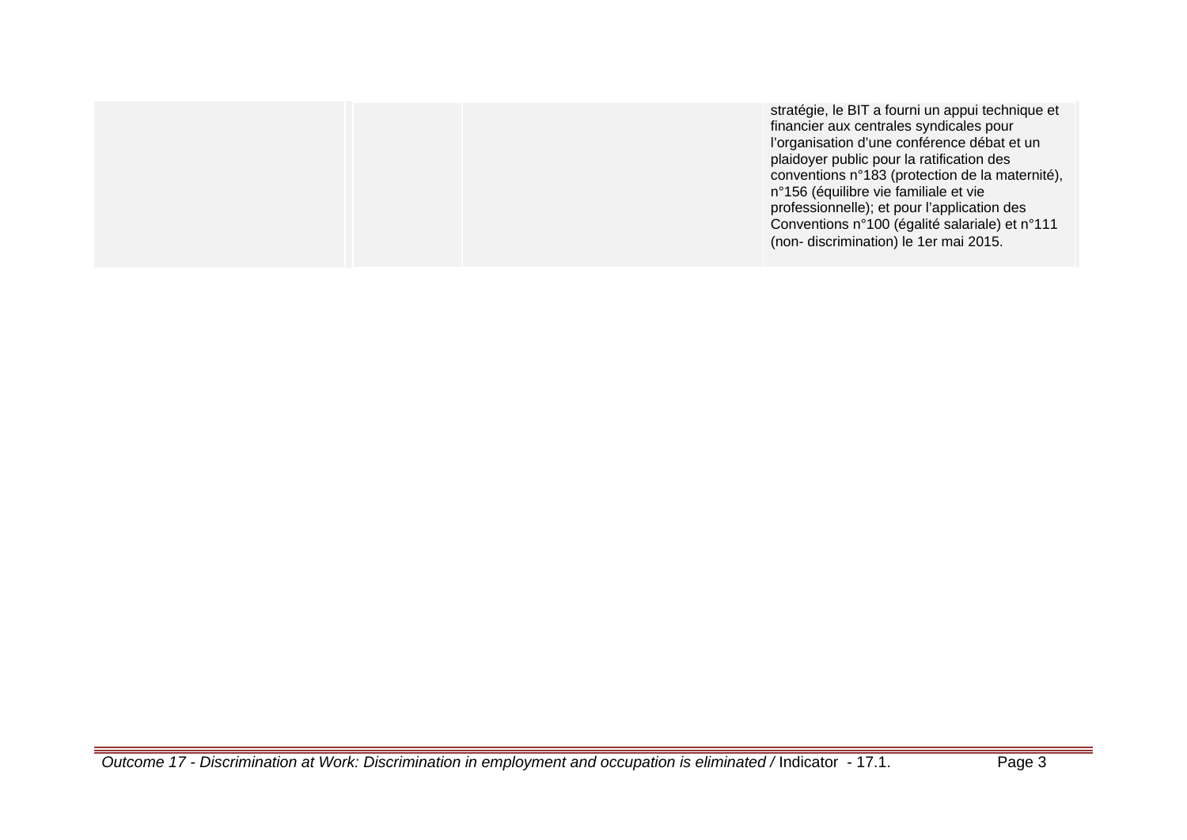|  |  |  | stratégie, le BIT a fourni un appui technique et financier aux centrales syndicales pour l'organisation d'une conférence débat et un plaidoyer public pour la ratification des conventions n°183 (protection de la maternité), n°156 (équilibre vie familiale et vie professionnelle); et pour l'application des Conventions n°100 (égalité salariale) et n°111 (non- discrimination) le 1er mai 2015. |
|---|---|---|---|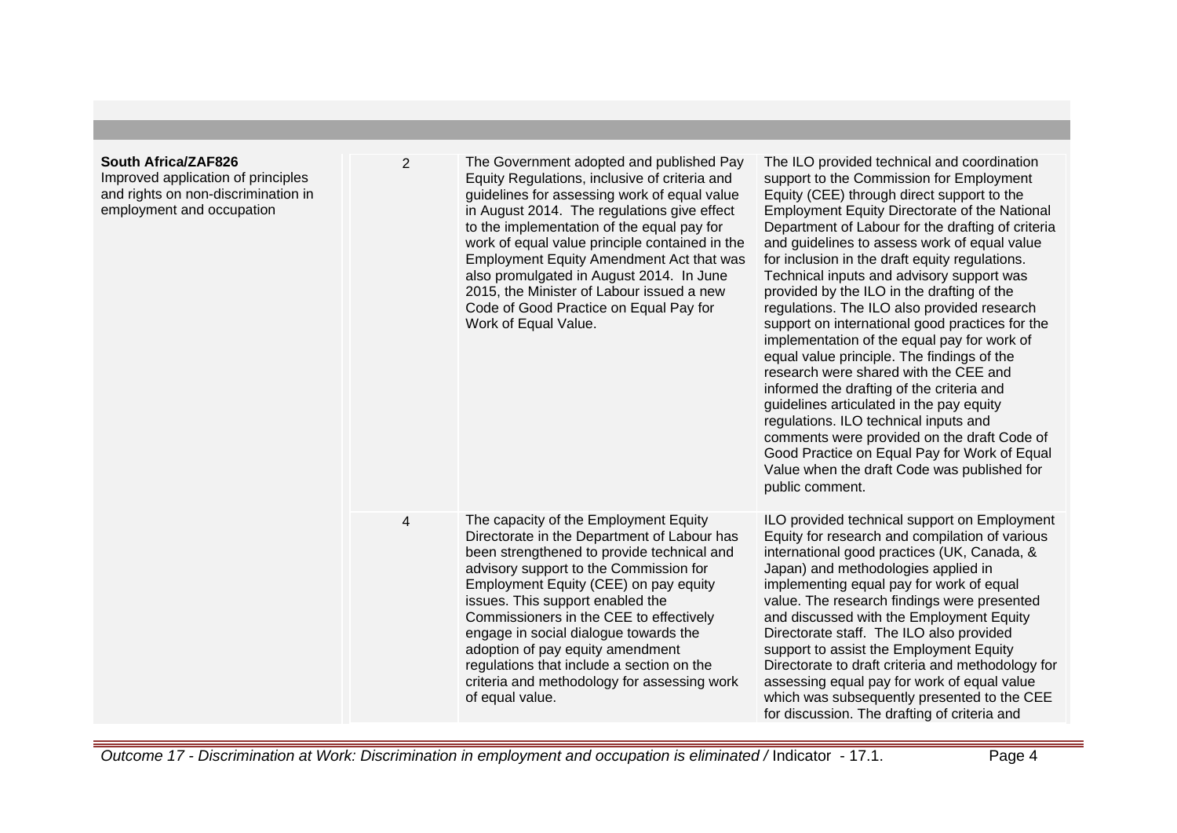| | | | |
|---|---|---|---|
| **South Africa/ZAF826**<br>Improved application of principles and rights on non-discrimination in employment and occupation | 2 | The Government adopted and published Pay Equity Regulations, inclusive of criteria and guidelines for assessing work of equal value in August 2014. The regulations give effect to the implementation of the equal pay for work of equal value principle contained in the Employment Equity Amendment Act that was also promulgated in August 2014. In June 2015, the Minister of Labour issued a new Code of Good Practice on Equal Pay for Work of Equal Value. | The ILO provided technical and coordination support to the Commission for Employment Equity (CEE) through direct support to the Employment Equity Directorate of the National Department of Labour for the drafting of criteria and guidelines to assess work of equal value for inclusion in the draft equity regulations. Technical inputs and advisory support was provided by the ILO in the drafting of the regulations. The ILO also provided research support on international good practices for the implementation of the equal pay for work of equal value principle. The findings of the research were shared with the CEE and informed the drafting of the criteria and guidelines articulated in the pay equity regulations. ILO technical inputs and comments were provided on the draft Code of Good Practice on Equal Pay for Work of Equal Value when the draft Code was published for public comment. |
| | 4 | The capacity of the Employment Equity Directorate in the Department of Labour has been strengthened to provide technical and advisory support to the Commission for Employment Equity (CEE) on pay equity issues. This support enabled the Commissioners in the CEE to effectively engage in social dialogue towards the adoption of pay equity amendment regulations that include a section on the criteria and methodology for assessing work of equal value. | ILO provided technical support on Employment Equity for research and compilation of various international good practices (UK, Canada, & Japan) and methodologies applied in implementing equal pay for work of equal value. The research findings were presented and discussed with the Employment Equity Directorate staff. The ILO also provided support to assist the Employment Equity Directorate to draft criteria and methodology for assessing equal pay for work of equal value which was subsequently presented to the CEE for discussion. The drafting of criteria and |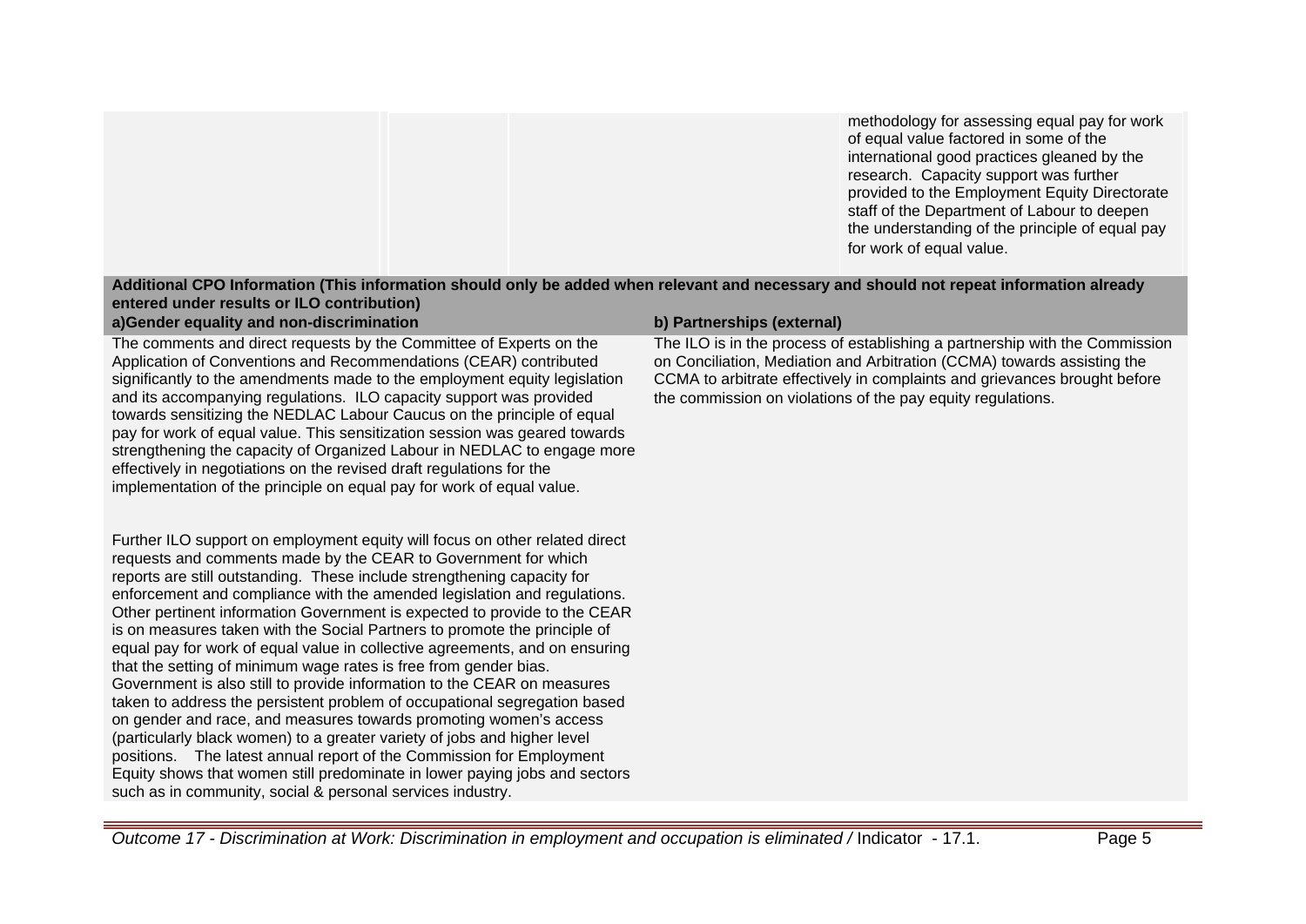| | | | methodology for assessing equal pay for work of equal value factored in some of the international good practices gleaned by the research. Capacity support was further provided to the Employment Equity Directorate staff of the Department of Labour to deepen the understanding of the principle of equal pay for work of equal value. |
|---|---|---|---|

**Additional CPO Information (This information should only be added when relevant and necessary and should not repeat information already entered under results or ILO contribution)**

**a)Gender equality and non-discrimination**

The comments and direct requests by the Committee of Experts on the Application of Conventions and Recommendations (CEAR) contributed significantly to the amendments made to the employment equity legislation and its accompanying regulations. ILO capacity support was provided towards sensitizing the NEDLAC Labour Caucus on the principle of equal pay for work of equal value. This sensitization session was geared towards strengthening the capacity of Organized Labour in NEDLAC to engage more effectively in negotiations on the revised draft regulations for the implementation of the principle on equal pay for work of equal value.

Further ILO support on employment equity will focus on other related direct requests and comments made by the CEAR to Government for which reports are still outstanding. These include strengthening capacity for enforcement and compliance with the amended legislation and regulations. Other pertinent information Government is expected to provide to the CEAR is on measures taken with the Social Partners to promote the principle of equal pay for work of equal value in collective agreements, and on ensuring that the setting of minimum wage rates is free from gender bias. Government is also still to provide information to the CEAR on measures taken to address the persistent problem of occupational segregation based on gender and race, and measures towards promoting women's access (particularly black women) to a greater variety of jobs and higher level positions. The latest annual report of the Commission for Employment Equity shows that women still predominate in lower paying jobs and sectors such as in community, social & personal services industry.

**b) Partnerships (external)**

The ILO is in the process of establishing a partnership with the Commission on Conciliation, Mediation and Arbitration (CCMA) towards assisting the CCMA to arbitrate effectively in complaints and grievances brought before the commission on violations of the pay equity regulations.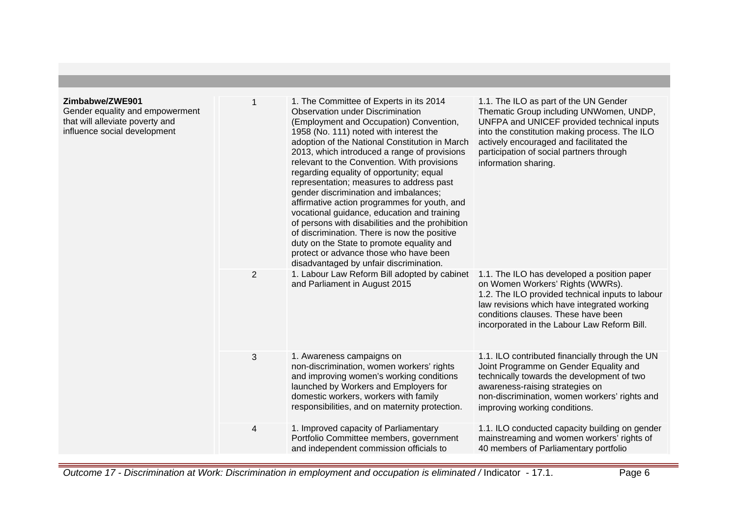| | | | |
|---|---|---|---|
| **Zimbabwe/ZWE901**<br>Gender equality and empowerment that will alleviate poverty and influence social development | 1 | 1. The Committee of Experts in its 2014 Observation under Discrimination (Employment and Occupation) Convention, 1958 (No. 111) noted with interest the adoption of the National Constitution in March 2013, which introduced a range of provisions relevant to the Convention. With provisions regarding equality of opportunity; equal representation; measures to address past gender discrimination and imbalances; affirmative action programmes for youth, and vocational guidance, education and training of persons with disabilities and the prohibition of discrimination. There is now the positive duty on the State to promote equality and protect or advance those who have been disadvantaged by unfair discrimination. | 1.1. The ILO as part of the UN Gender Thematic Group including UNWomen, UNDP, UNFPA and UNICEF provided technical inputs into the constitution making process. The ILO actively encouraged and facilitated the participation of social partners through information sharing. |
| | 2 | 1. Labour Law Reform Bill adopted by cabinet and Parliament in August 2015 | 1.1. The ILO has developed a position paper on Women Workers' Rights (WWRs).<br>1.2. The ILO provided technical inputs to labour law revisions which have integrated working conditions clauses. These have been incorporated in the Labour Law Reform Bill. |
| | 3 | 1. Awareness campaigns on non-discrimination, women workers' rights and improving women's working conditions launched by Workers and Employers for domestic workers, workers with family responsibilities, and on maternity protection. | 1.1. ILO contributed financially through the UN Joint Programme on Gender Equality and technically towards the development of two awareness-raising strategies on non-discrimination, women workers' rights and improving working conditions. |
| | 4 | 1. Improved capacity of Parliamentary Portfolio Committee members, government and independent commission officials to | 1.1. ILO conducted capacity building on gender mainstreaming and women workers' rights of 40 members of Parliamentary portfolio |

*Outcome 17 - Discrimination at Work: Discrimination in employment and occupation is eliminated /* Indicator - 17.1.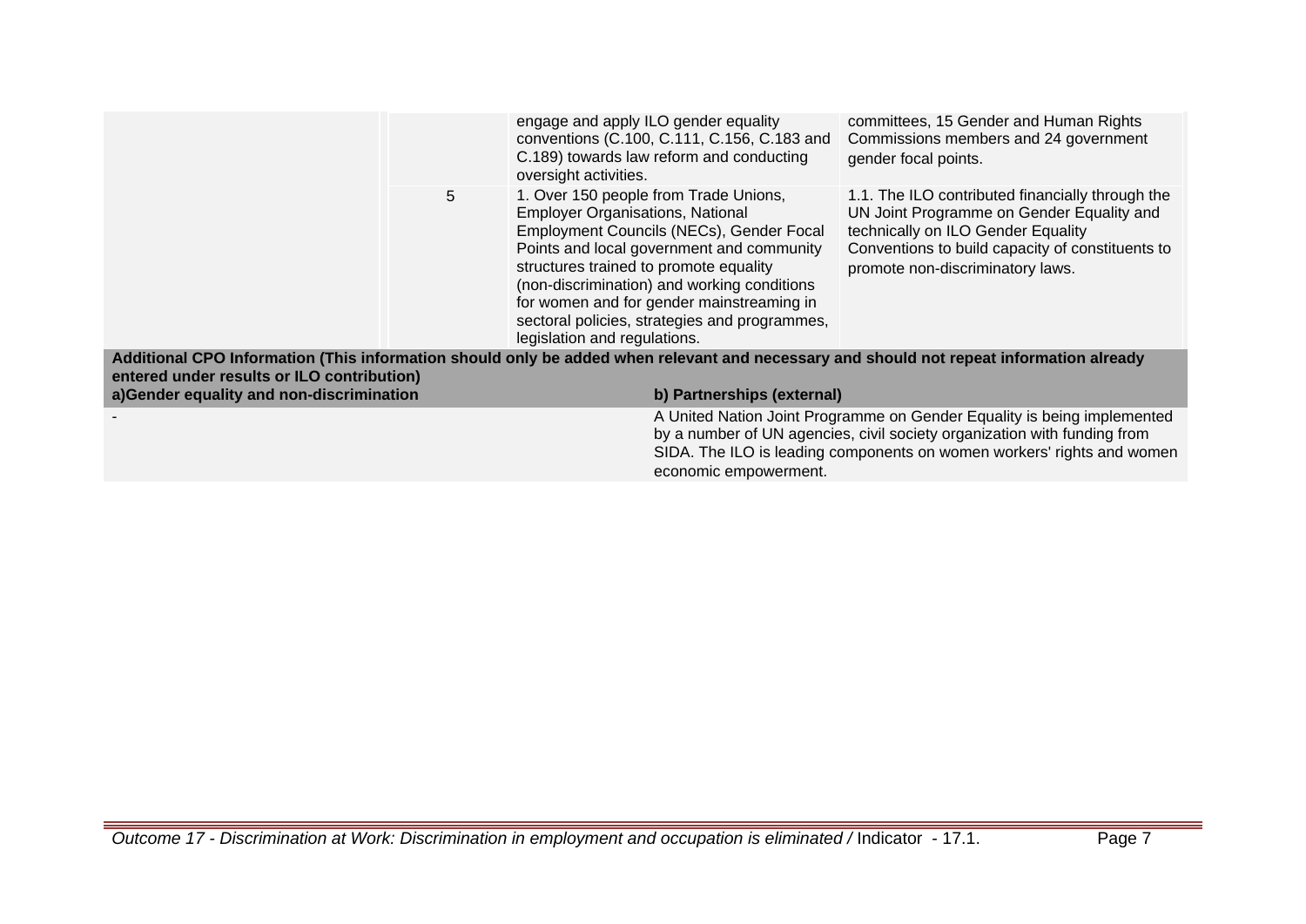| | | | |
|---|---|---|---|
| | | engage and apply ILO gender equality conventions (C.100, C.111, C.156, C.183 and C.189) towards law reform and conducting oversight activities. | committees, 15 Gender and Human Rights Commissions members and 24 government gender focal points. |
| | 5 | 1. Over 150 people from Trade Unions, Employer Organisations, National Employment Councils (NECs), Gender Focal Points and local government and community structures trained to promote equality (non-discrimination) and working conditions for women and for gender mainstreaming in sectoral policies, strategies and programmes, legislation and regulations. | 1.1. The ILO contributed financially through the UN Joint Programme on Gender Equality and technically on ILO Gender Equality Conventions to build capacity of constituents to promote non-discriminatory laws. |

**Additional CPO Information (This information should only be added when relevant and necessary and should not repeat information already entered under results or ILO contribution)**

| a)Gender equality and non-discrimination | b) Partnerships (external) |
|---|---|
| - | A United Nation Joint Programme on Gender Equality is being implemented by a number of UN agencies, civil society organization with funding from SIDA. The ILO is leading components on women workers' rights and women economic empowerment. |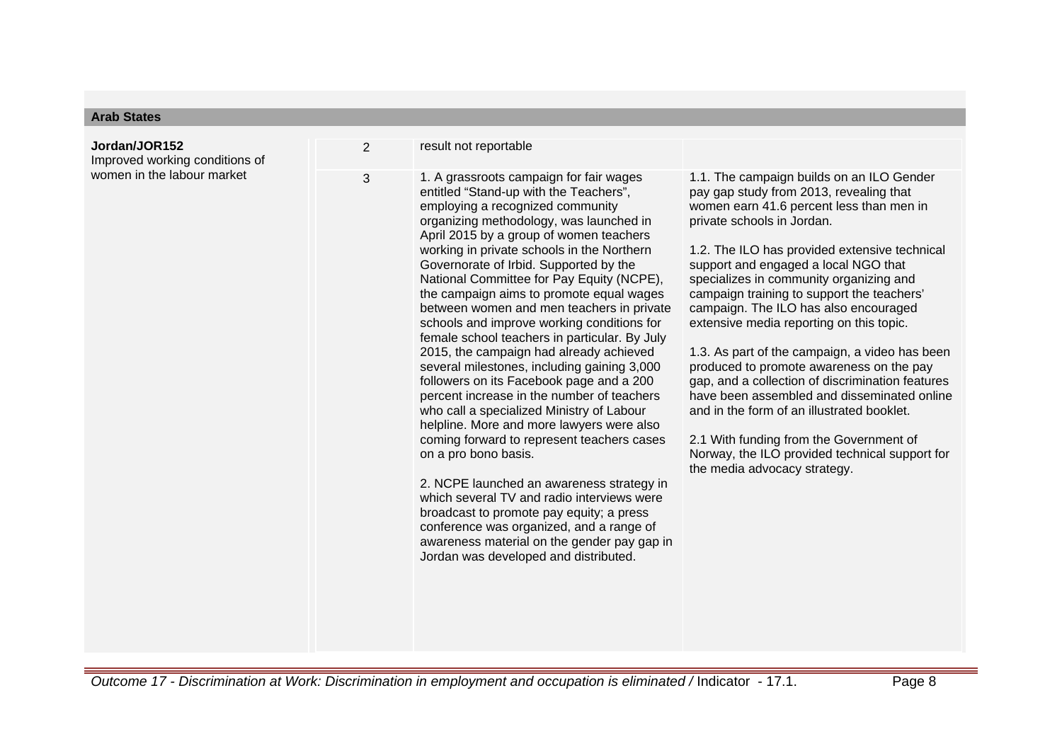**Arab States**

| | | | |
|---|---|---|---|
| **Jordan/JOR152**<br>Improved working conditions of women in the labour market | 2 | result not reportable | |
| | 3 | 1. A grassroots campaign for fair wages entitled "Stand-up with the Teachers", employing a recognized community organizing methodology, was launched in April 2015 by a group of women teachers working in private schools in the Northern Governorate of Irbid. Supported by the National Committee for Pay Equity (NCPE), the campaign aims to promote equal wages between women and men teachers in private schools and improve working conditions for female school teachers in particular. By July 2015, the campaign had already achieved several milestones, including gaining 3,000 followers on its Facebook page and a 200 percent increase in the number of teachers who call a specialized Ministry of Labour helpline. More and more lawyers were also coming forward to represent teachers cases on a pro bono basis.<br><br>2. NCPE launched an awareness strategy in which several TV and radio interviews were broadcast to promote pay equity; a press conference was organized, and a range of awareness material on the gender pay gap in Jordan was developed and distributed. | 1.1. The campaign builds on an ILO Gender pay gap study from 2013, revealing that women earn 41.6 percent less than men in private schools in Jordan.<br><br>1.2. The ILO has provided extensive technical support and engaged a local NGO that specializes in community organizing and campaign training to support the teachers' campaign. The ILO has also encouraged extensive media reporting on this topic.<br><br>1.3. As part of the campaign, a video has been produced to promote awareness on the pay gap, and a collection of discrimination features have been assembled and disseminated online and in the form of an illustrated booklet.<br><br>2.1 With funding from the Government of Norway, the ILO provided technical support for the media advocacy strategy. |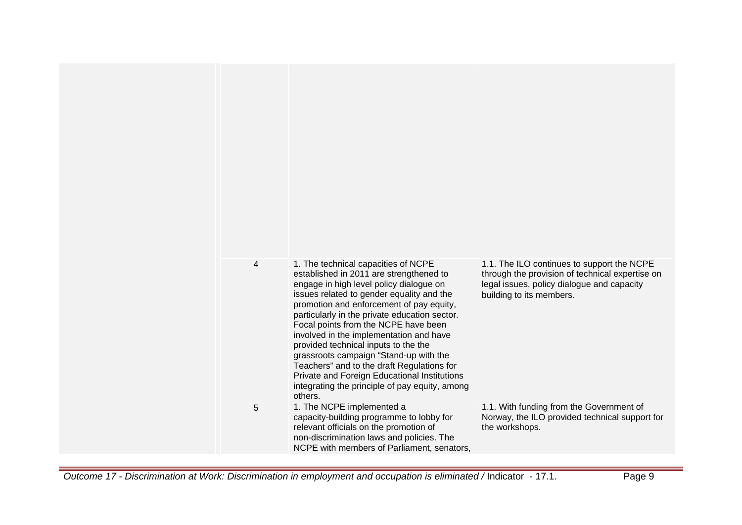| | | | |
|---|---|---|---|
| | | | |
| | 4 | 1. The technical capacities of NCPE established in 2011 are strengthened to engage in high level policy dialogue on issues related to gender equality and the promotion and enforcement of pay equity, particularly in the private education sector. Focal points from the NCPE have been involved in the implementation and have provided technical inputs to the the grassroots campaign "Stand-up with the Teachers" and to the draft Regulations for Private and Foreign Educational Institutions integrating the principle of pay equity, among others. | 1.1. The ILO continues to support the NCPE through the provision of technical expertise on legal issues, policy dialogue and capacity building to its members. |
| | 5 | 1. The NCPE implemented a capacity-building programme to lobby for relevant officials on the promotion of non-discrimination laws and policies. The NCPE with members of Parliament, senators, | 1.1. With funding from the Government of Norway, the ILO provided technical support for the workshops. |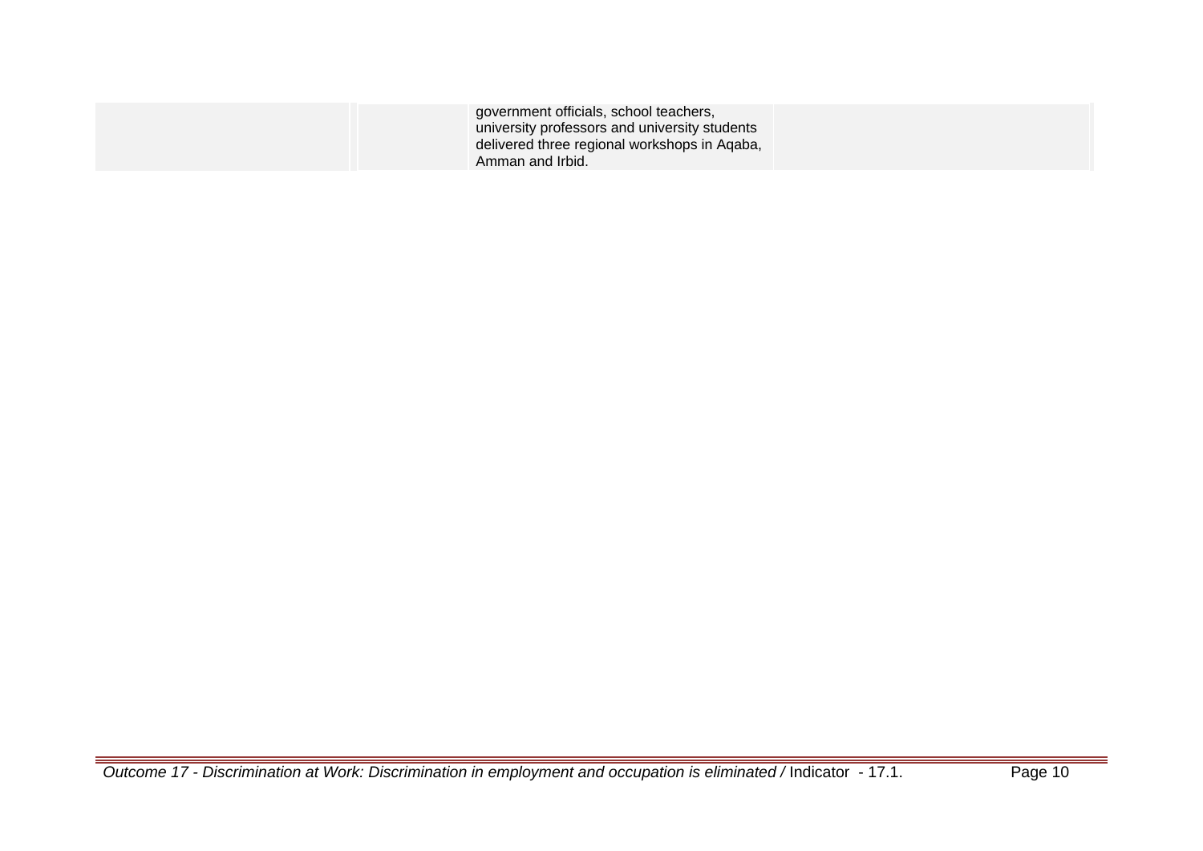| | | | |
|---|---|---|---|
| | | government officials, school teachers, university professors and university students delivered three regional workshops in Aqaba, Amman and Irbid. | |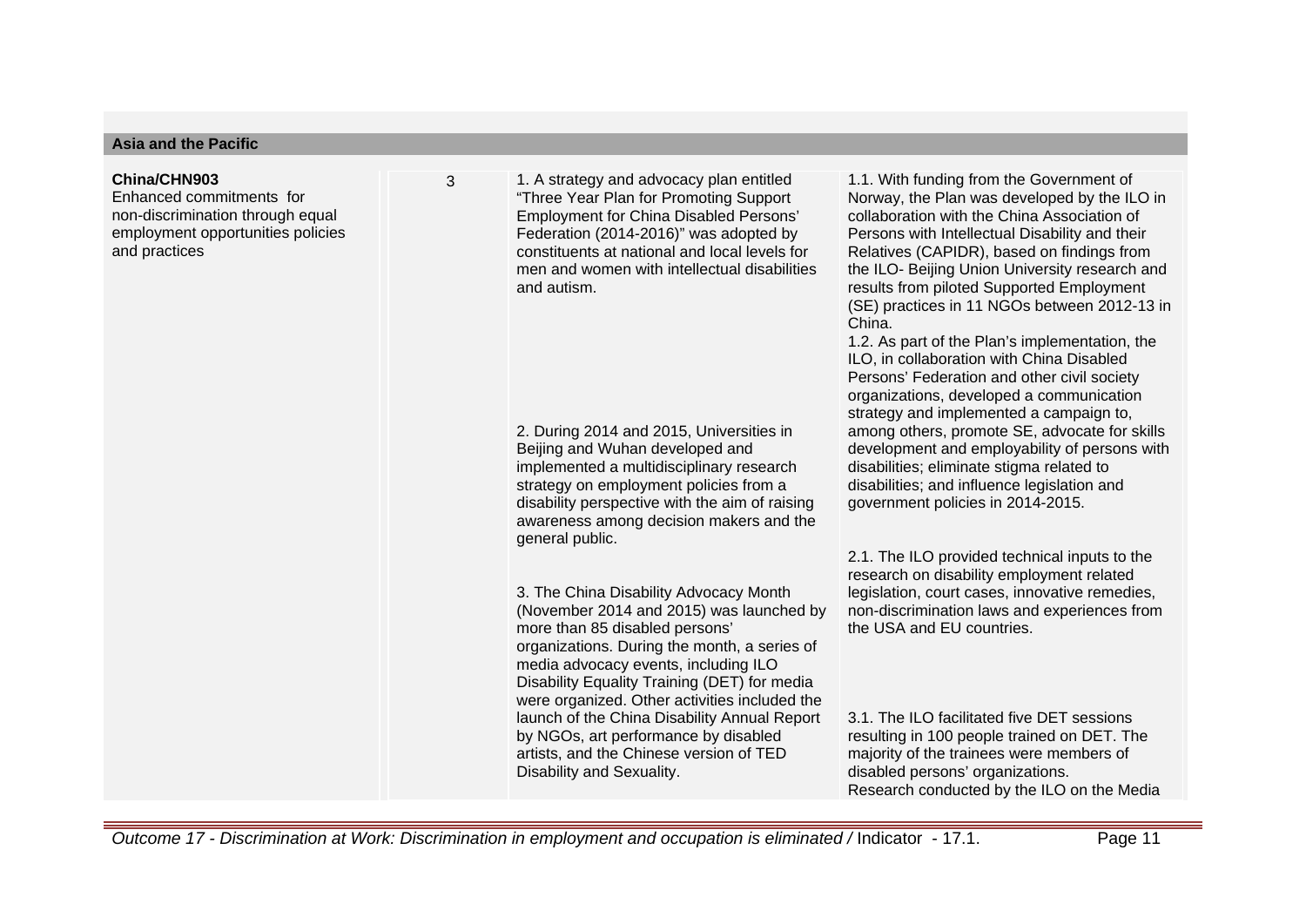| Asia and the Pacific | | | |
|---|---|---|---|
| **China/CHN903**<br>Enhanced commitments for non-discrimination through equal employment opportunities policies and practices | 3 | 1. A strategy and advocacy plan entitled "Three Year Plan for Promoting Support Employment for China Disabled Persons' Federation (2014-2016)" was adopted by constituents at national and local levels for men and women with intellectual disabilities and autism. | 1.1. With funding from the Government of Norway, the Plan was developed by the ILO in collaboration with the China Association of Persons with Intellectual Disability and their Relatives (CAPIDR), based on findings from the ILO- Beijing Union University research and results from piloted Supported Employment (SE) practices in 11 NGOs between 2012-13 in China.<br>1.2. As part of the Plan's implementation, the ILO, in collaboration with China Disabled Persons' Federation and other civil society organizations, developed a communication strategy and implemented a campaign to, among others, promote SE, advocate for skills development and employability of persons with disabilities; eliminate stigma related to disabilities; and influence legislation and government policies in 2014-2015. |
| | | 2. During 2014 and 2015, Universities in Beijing and Wuhan developed and implemented a multidisciplinary research strategy on employment policies from a disability perspective with the aim of raising awareness among decision makers and the general public. | 2.1. The ILO provided technical inputs to the research on disability employment related legislation, court cases, innovative remedies, non-discrimination laws and experiences from the USA and EU countries. |
| | | 3. The China Disability Advocacy Month (November 2014 and 2015) was launched by more than 85 disabled persons' organizations. During the month, a series of media advocacy events, including ILO Disability Equality Training (DET) for media were organized. Other activities included the launch of the China Disability Annual Report by NGOs, art performance by disabled artists, and the Chinese version of TED Disability and Sexuality. | 3.1. The ILO facilitated five DET sessions resulting in 100 people trained on DET. The majority of the trainees were members of disabled persons' organizations.<br>Research conducted by the ILO on the Media |

*Outcome 17 - Discrimination at Work: Discrimination in employment and occupation is eliminated /* Indicator - 17.1.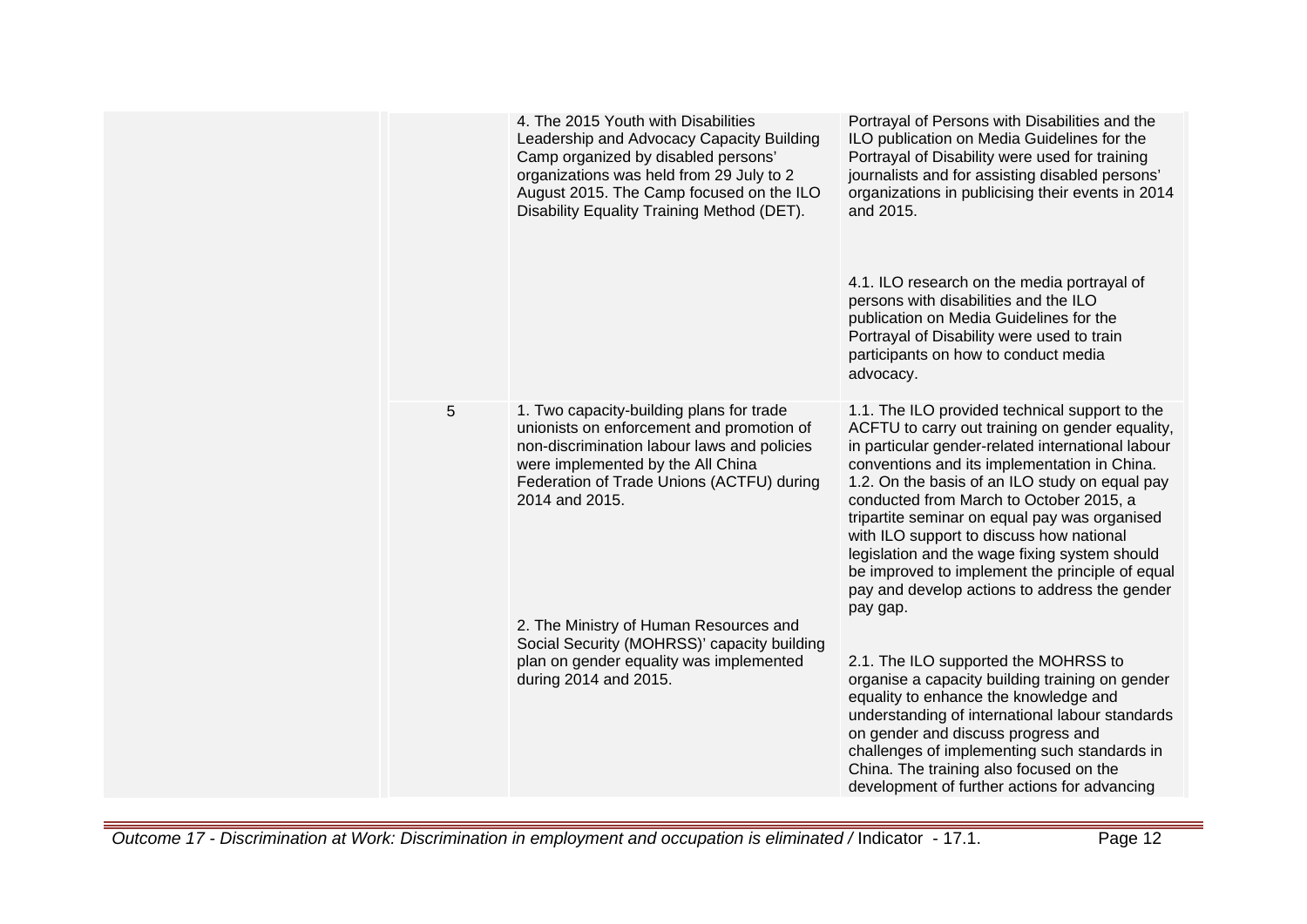| | | | |
|---|---|---|---|
| | | 4. The 2015 Youth with Disabilities Leadership and Advocacy Capacity Building Camp organized by disabled persons' organizations was held from 29 July to 2 August 2015. The Camp focused on the ILO Disability Equality Training Method (DET). | Portrayal of Persons with Disabilities and the ILO publication on Media Guidelines for the Portrayal of Disability were used for training journalists and for assisting disabled persons' organizations in publicising their events in 2014 and 2015.<br><br>4.1. ILO research on the media portrayal of persons with disabilities and the ILO publication on Media Guidelines for the Portrayal of Disability were used to train participants on how to conduct media advocacy. |
| | 5 | 1. Two capacity-building plans for trade unionists on enforcement and promotion of non-discrimination labour laws and policies were implemented by the All China Federation of Trade Unions (ACTFU) during 2014 and 2015.<br><br>2. The Ministry of Human Resources and Social Security (MOHRSS)' capacity building plan on gender equality was implemented during 2014 and 2015. | 1.1. The ILO provided technical support to the ACFTU to carry out training on gender equality, in particular gender-related international labour conventions and its implementation in China.<br>1.2. On the basis of an ILO study on equal pay conducted from March to October 2015, a tripartite seminar on equal pay was organised with ILO support to discuss how national legislation and the wage fixing system should be improved to implement the principle of equal pay and develop actions to address the gender pay gap.<br><br>2.1. The ILO supported the MOHRSS to organise a capacity building training on gender equality to enhance the knowledge and understanding of international labour standards on gender and discuss progress and challenges of implementing such standards in China. The training also focused on the development of further actions for advancing |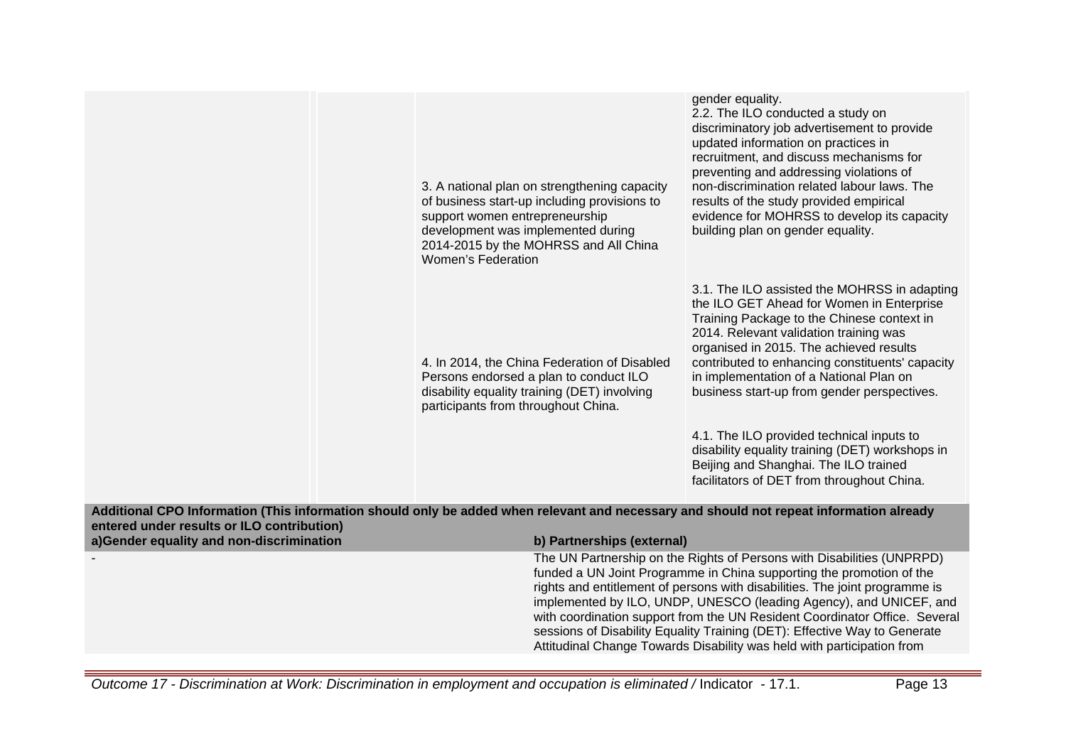| | | | |
|---|---|---|---|
| | | 3. A national plan on strengthening capacity of business start-up including provisions to support women entrepreneurship development was implemented during 2014-2015 by the MOHRSS and All China Women's Federation | gender equality.<br>2.2. The ILO conducted a study on discriminatory job advertisement to provide updated information on practices in recruitment, and discuss mechanisms for preventing and addressing violations of non-discrimination related labour laws. The results of the study provided empirical evidence for MOHRSS to develop its capacity building plan on gender equality. |
| | | 4. In 2014, the China Federation of Disabled Persons endorsed a plan to conduct ILO disability equality training (DET) involving participants from throughout China. | 3.1. The ILO assisted the MOHRSS in adapting the ILO GET Ahead for Women in Enterprise Training Package to the Chinese context in 2014. Relevant validation training was organised in 2015. The achieved results contributed to enhancing constituents' capacity in implementation of a National Plan on business start-up from gender perspectives. |
| | | | 4.1. The ILO provided technical inputs to disability equality training (DET) workshops in Beijing and Shanghai. The ILO trained facilitators of DET from throughout China. |

**Additional CPO Information (This information should only be added when relevant and necessary and should not repeat information already entered under results or ILO contribution)**

| a)Gender equality and non-discrimination | b) Partnerships (external) |
|---|---|
| - | The UN Partnership on the Rights of Persons with Disabilities (UNPRPD) funded a UN Joint Programme in China supporting the promotion of the rights and entitlement of persons with disabilities. The joint programme is implemented by ILO, UNDP, UNESCO (leading Agency), and UNICEF, and with coordination support from the UN Resident Coordinator Office. Several sessions of Disability Equality Training (DET): Effective Way to Generate Attitudinal Change Towards Disability was held with participation from |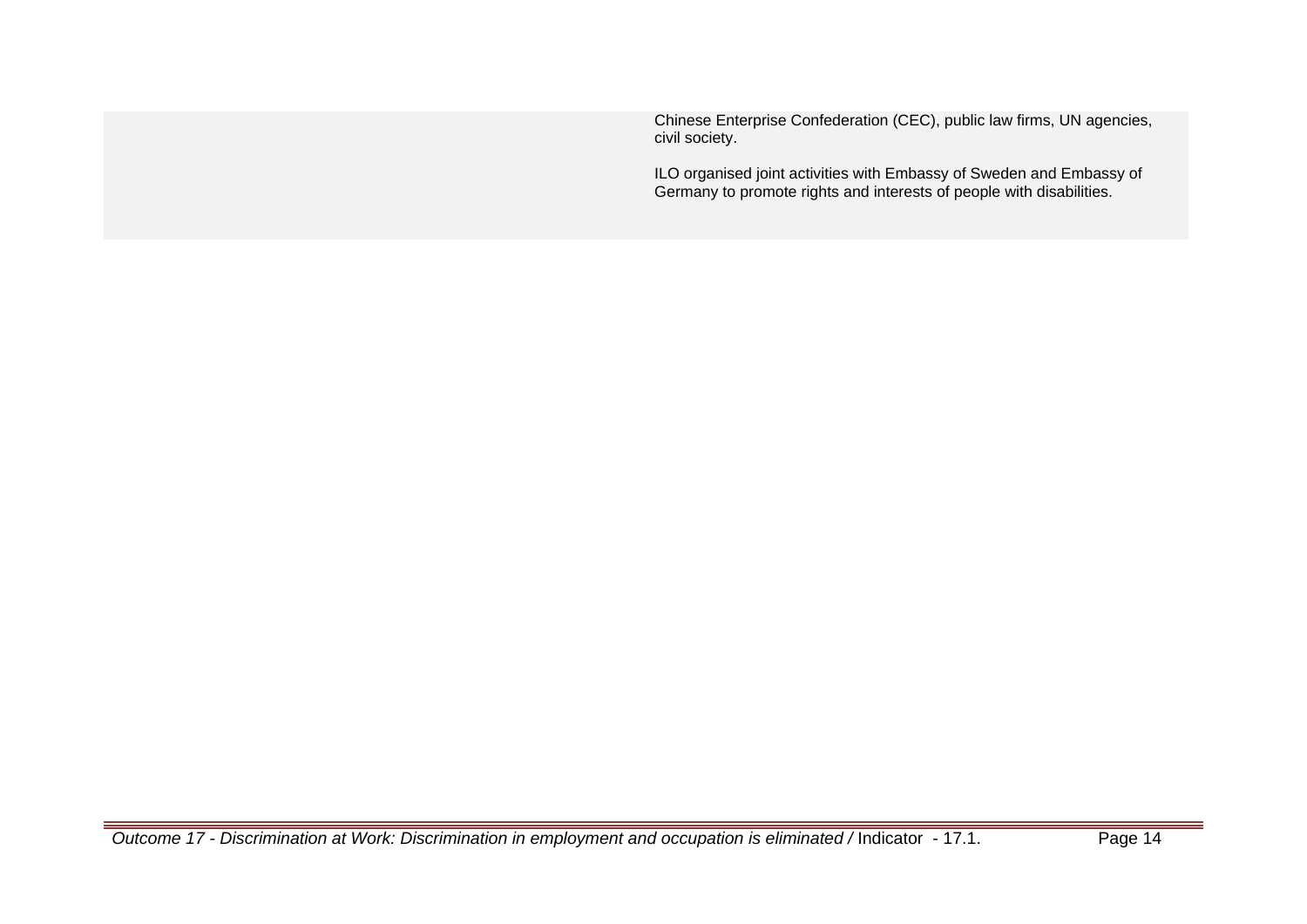| | |
|---|---|
| | Chinese Enterprise Confederation (CEC), public law firms, UN agencies, civil society.<br><br>ILO organised joint activities with Embassy of Sweden and Embassy of Germany to promote rights and interests of people with disabilities. |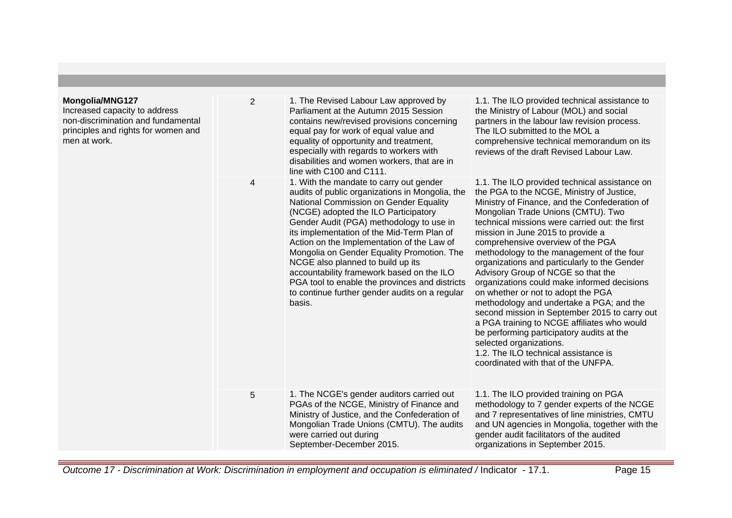| | | | |
|---|---|---|---|
| **Mongolia/MNG127**<br>Increased capacity to address non-discrimination and fundamental principles and rights for women and men at work. | 2 | 1. The Revised Labour Law approved by Parliament at the Autumn 2015 Session contains new/revised provisions concerning equal pay for work of equal value and equality of opportunity and treatment, especially with regards to workers with disabilities and women workers, that are in line with C100 and C111. | 1.1. The ILO provided technical assistance to the Ministry of Labour (MOL) and social partners in the labour law revision process. The ILO submitted to the MOL a comprehensive technical memorandum on its reviews of the draft Revised Labour Law. |
| | 4 | 1. With the mandate to carry out gender audits of public organizations in Mongolia, the National Commission on Gender Equality (NCGE) adopted the ILO Participatory Gender Audit (PGA) methodology to use in its implementation of the Mid-Term Plan of Action on the Implementation of the Law of Mongolia on Gender Equality Promotion. The NCGE also planned to build up its accountability framework based on the ILO PGA tool to enable the provinces and districts to continue further gender audits on a regular basis. | 1.1. The ILO provided technical assistance on the PGA to the NCGE, Ministry of Justice, Ministry of Finance, and the Confederation of Mongolian Trade Unions (CMTU). Two technical missions were carried out: the first mission in June 2015 to provide a comprehensive overview of the PGA methodology to the management of the four organizations and particularly to the Gender Advisory Group of NCGE so that the organizations could make informed decisions on whether or not to adopt the PGA methodology and undertake a PGA; and the second mission in September 2015 to carry out a PGA training to NCGE affiliates who would be performing participatory audits at the selected organizations.<br>1.2. The ILO technical assistance is coordinated with that of the UNFPA. |
| | 5 | 1. The NCGE's gender auditors carried out PGAs of the NCGE, Ministry of Finance and Ministry of Justice, and the Confederation of Mongolian Trade Unions (CMTU). The audits were carried out during September-December 2015. | 1.1. The ILO provided training on PGA methodology to 7 gender experts of the NCGE and 7 representatives of line ministries, CMTU and UN agencies in Mongolia, together with the gender audit facilitators of the audited organizations in September 2015. |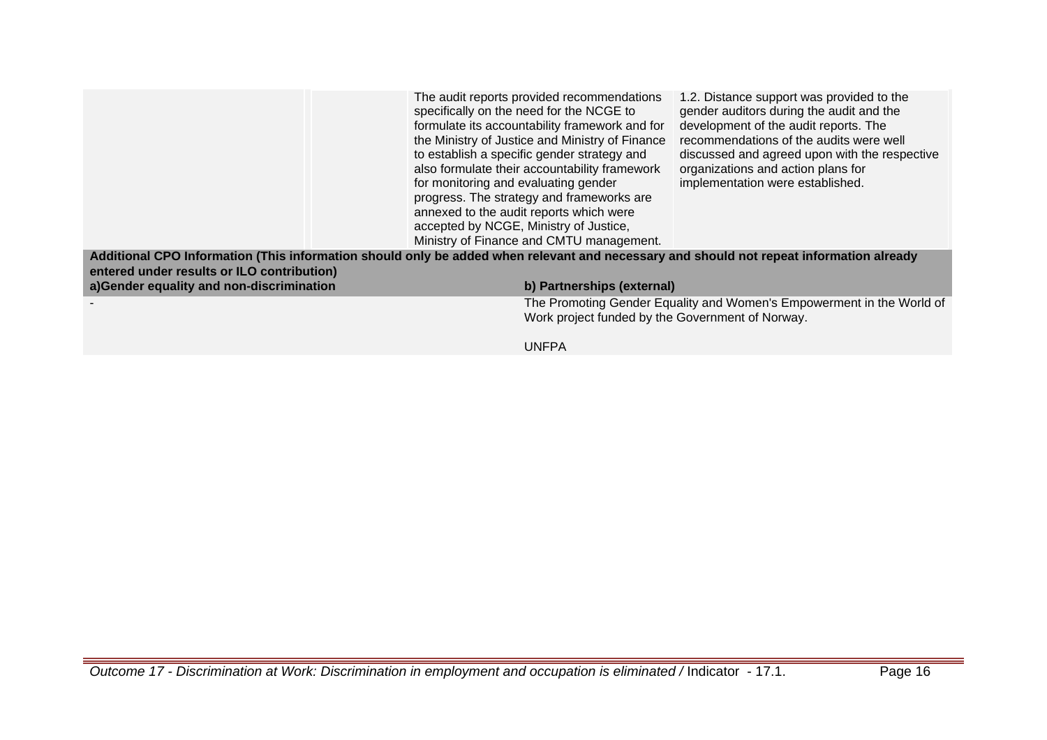| | | | |
|---|---|---|---|
| | | The audit reports provided recommendations specifically on the need for the NCGE to formulate its accountability framework and for the Ministry of Justice and Ministry of Finance to establish a specific gender strategy and also formulate their accountability framework for monitoring and evaluating gender progress. The strategy and frameworks are annexed to the audit reports which were accepted by NCGE, Ministry of Justice, Ministry of Finance and CMTU management. | 1.2. Distance support was provided to the gender auditors during the audit and the development of the audit reports. The recommendations of the audits were well discussed and agreed upon with the respective organizations and action plans for implementation were established. |

**Additional CPO Information (This information should only be added when relevant and necessary and should not repeat information already entered under results or ILO contribution)**

| a)Gender equality and non-discrimination | b) Partnerships (external) |
|---|---|
| - | The Promoting Gender Equality and Women's Empowerment in the World of Work project funded by the Government of Norway.<br><br>UNFPA |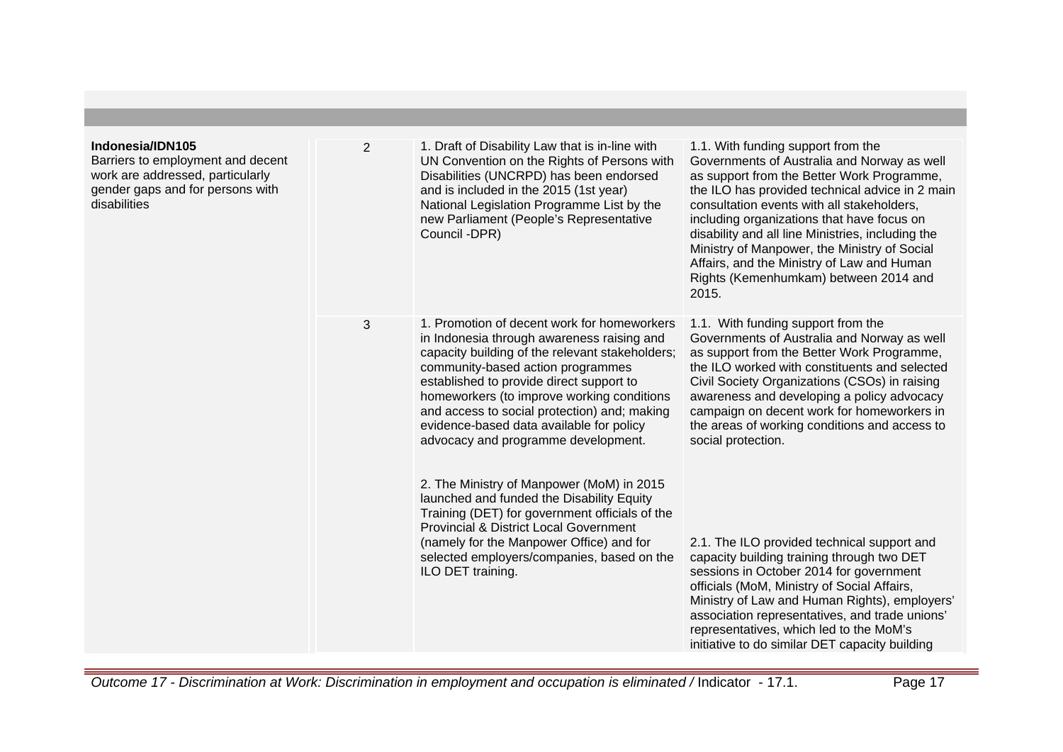| | | | |
|---|---|---|---|
| **Indonesia/IDN105**<br>Barriers to employment and decent work are addressed, particularly gender gaps and for persons with disabilities | 2 | 1. Draft of Disability Law that is in-line with UN Convention on the Rights of Persons with Disabilities (UNCRPD) has been endorsed and is included in the 2015 (1st year) National Legislation Programme List by the new Parliament (People's Representative Council -DPR) | 1.1. With funding support from the Governments of Australia and Norway as well as support from the Better Work Programme, the ILO has provided technical advice in 2 main consultation events with all stakeholders, including organizations that have focus on disability and all line Ministries, including the Ministry of Manpower, the Ministry of Social Affairs, and the Ministry of Law and Human Rights (Kemenhumkam) between 2014 and 2015. |
| | 3 | 1. Promotion of decent work for homeworkers in Indonesia through awareness raising and capacity building of the relevant stakeholders; community-based action programmes established to provide direct support to homeworkers (to improve working conditions and access to social protection) and; making evidence-based data available for policy advocacy and programme development.<br><br>2. The Ministry of Manpower (MoM) in 2015 launched and funded the Disability Equity Training (DET) for government officials of the Provincial & District Local Government (namely for the Manpower Office) and for selected employers/companies, based on the ILO DET training. | 1.1. With funding support from the Governments of Australia and Norway as well as support from the Better Work Programme, the ILO worked with constituents and selected Civil Society Organizations (CSOs) in raising awareness and developing a policy advocacy campaign on decent work for homeworkers in the areas of working conditions and access to social protection.<br><br>2.1. The ILO provided technical support and capacity building training through two DET sessions in October 2014 for government officials (MoM, Ministry of Social Affairs, Ministry of Law and Human Rights), employers' association representatives, and trade unions' representatives, which led to the MoM's initiative to do similar DET capacity building |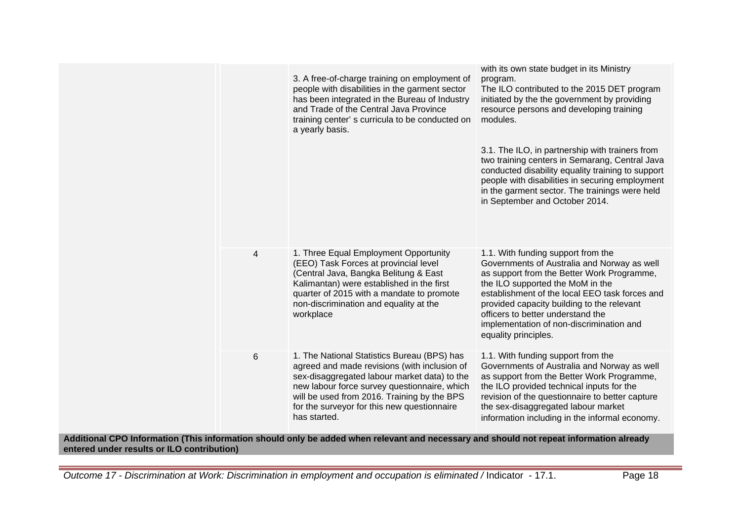| | | | |
|---|---|---|---|
| | | 3. A free-of-charge training on employment of people with disabilities in the garment sector has been integrated in the Bureau of Industry and Trade of the Central Java Province training center' s curricula to be conducted on a yearly basis. | with its own state budget in its Ministry program.<br>The ILO contributed to the 2015 DET program initiated by the the government by providing resource persons and developing training modules.<br><br>3.1. The ILO, in partnership with trainers from two training centers in Semarang, Central Java conducted disability equality training to support people with disabilities in securing employment in the garment sector. The trainings were held in September and October 2014. |
| | 4 | 1. Three Equal Employment Opportunity (EEO) Task Forces at provincial level (Central Java, Bangka Belitung & East Kalimantan) were established in the first quarter of 2015 with a mandate to promote non-discrimination and equality at the workplace | 1.1. With funding support from the Governments of Australia and Norway as well as support from the Better Work Programme, the ILO supported the MoM in the establishment of the local EEO task forces and provided capacity building to the relevant officers to better understand the implementation of non-discrimination and equality principles. |
| | 6 | 1. The National Statistics Bureau (BPS) has agreed and made revisions (with inclusion of sex-disaggregated labour market data) to the new labour force survey questionnaire, which will be used from 2016. Training by the BPS for the surveyor for this new questionnaire has started. | 1.1. With funding support from the Governments of Australia and Norway as well as support from the Better Work Programme, the ILO provided technical inputs for the revision of the questionnaire to better capture the sex-disaggregated labour market information including in the informal economy. |

**Additional CPO Information (This information should only be added when relevant and necessary and should not repeat information already entered under results or ILO contribution)**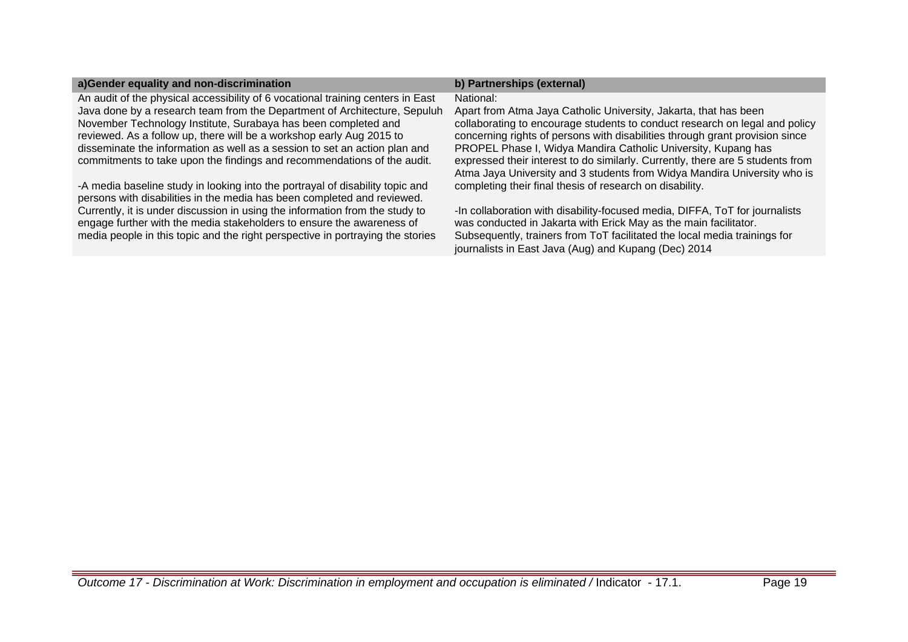| a)Gender equality and non-discrimination | b) Partnerships (external) |
|---|---|
| An audit of the physical accessibility of 6 vocational training centers in East Java done by a research team from the Department of Architecture, Sepuluh November Technology Institute, Surabaya has been completed and reviewed. As a follow up, there will be a workshop early Aug 2015 to disseminate the information as well as a session to set an action plan and commitments to take upon the findings and recommendations of the audit.<br><br>-A media baseline study in looking into the portrayal of disability topic and persons with disabilities in the media has been completed and reviewed. Currently, it is under discussion in using the information from the study to engage further with the media stakeholders to ensure the awareness of media people in this topic and the right perspective in portraying the stories | National:<br>Apart from Atma Jaya Catholic University, Jakarta, that has been collaborating to encourage students to conduct research on legal and policy concerning rights of persons with disabilities through grant provision since PROPEL Phase I, Widya Mandira Catholic University, Kupang has expressed their interest to do similarly. Currently, there are 5 students from Atma Jaya University and 3 students from Widya Mandira University who is completing their final thesis of research on disability.<br><br>-In collaboration with disability-focused media, DIFFA, ToT for journalists was conducted in Jakarta with Erick May as the main facilitator. Subsequently, trainers from ToT facilitated the local media trainings for journalists in East Java (Aug) and Kupang (Dec) 2014 |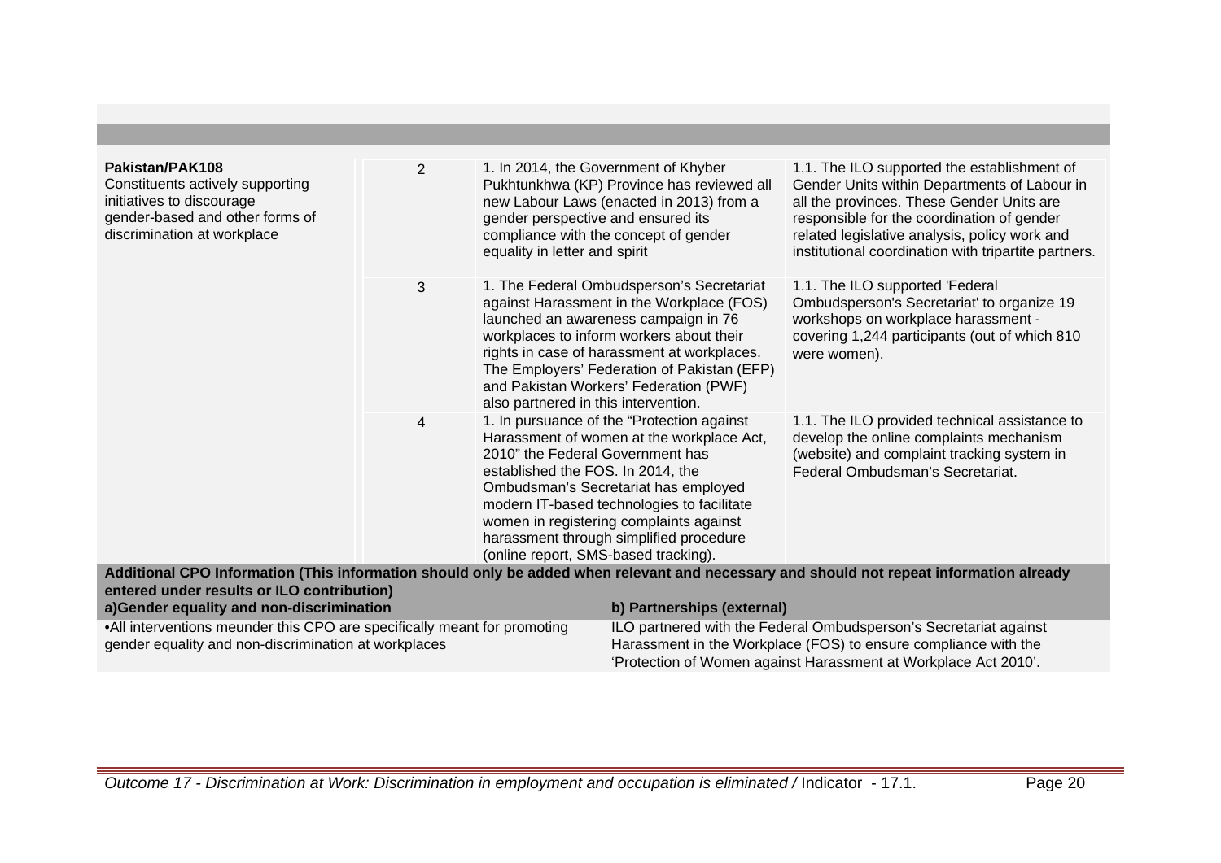| | | | |
|---|---|---|---|
| **Pakistan/PAK108**<br>Constituents actively supporting initiatives to discourage gender-based and other forms of discrimination at workplace | 2 | 1. In 2014, the Government of Khyber Pukhtunkhwa (KP) Province has reviewed all new Labour Laws (enacted in 2013) from a gender perspective and ensured its compliance with the concept of gender equality in letter and spirit | 1.1. The ILO supported the establishment of Gender Units within Departments of Labour in all the provinces. These Gender Units are responsible for the coordination of gender related legislative analysis, policy work and institutional coordination with tripartite partners. |
| | 3 | 1. The Federal Ombudsperson's Secretariat against Harassment in the Workplace (FOS) launched an awareness campaign in 76 workplaces to inform workers about their rights in case of harassment at workplaces. The Employers' Federation of Pakistan (EFP) and Pakistan Workers' Federation (PWF) also partnered in this intervention. | 1.1. The ILO supported 'Federal Ombudsperson's Secretariat' to organize 19 workshops on workplace harassment - covering 1,244 participants (out of which 810 were women). |
| | 4 | 1. In pursuance of the "Protection against Harassment of women at the workplace Act, 2010" the Federal Government has established the FOS. In 2014, the Ombudsman's Secretariat has employed modern IT-based technologies to facilitate women in registering complaints against harassment through simplified procedure (online report, SMS-based tracking). | 1.1. The ILO provided technical assistance to develop the online complaints mechanism (website) and complaint tracking system in Federal Ombudsman's Secretariat. |

**Additional CPO Information (This information should only be added when relevant and necessary and should not repeat information already entered under results or ILO contribution)**

| a)Gender equality and non-discrimination | b) Partnerships (external) |
|---|---|
| •All interventions meunder this CPO are specifically meant for promoting gender equality and non-discrimination at workplaces | ILO partnered with the Federal Ombudsperson's Secretariat against Harassment in the Workplace (FOS) to ensure compliance with the 'Protection of Women against Harassment at Workplace Act 2010'. |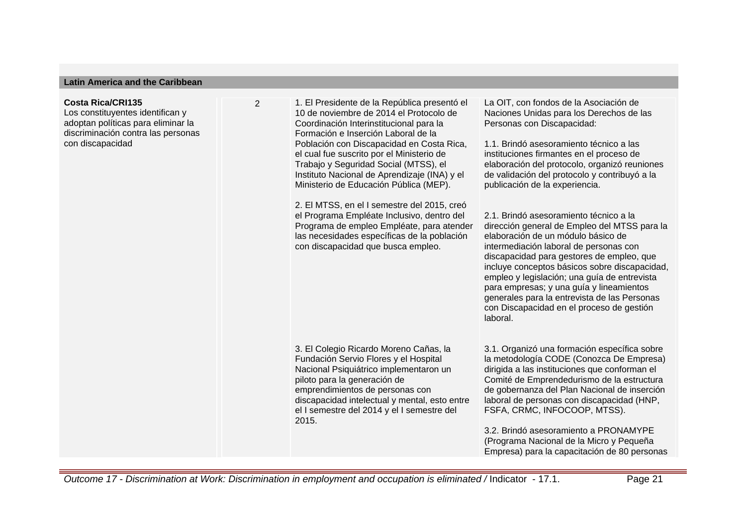## Latin America and the Caribbean

| | | | |
|---|---|---|---|
| **Costa Rica/CRI135**<br>Los constituyentes identifican y adoptan políticas para eliminar la discriminación contra las personas con discapacidad | 2 | 1. El Presidente de la República presentó el 10 de noviembre de 2014 el Protocolo de Coordinación Interinstitucional para la Formación e Inserción Laboral de la Población con Discapacidad en Costa Rica, el cual fue suscrito por el Ministerio de Trabajo y Seguridad Social (MTSS), el Instituto Nacional de Aprendizaje (INA) y el Ministerio de Educación Pública (MEP). | La OIT, con fondos de la Asociación de Naciones Unidas para los Derechos de las Personas con Discapacidad:<br><br>1.1. Brindó asesoramiento técnico a las instituciones firmantes en el proceso de elaboración del protocolo, organizó reuniones de validación del protocolo y contribuyó a la publicación de la experiencia. |
| | | 2. El MTSS, en el I semestre del 2015, creó el Programa Empléate Inclusivo, dentro del Programa de empleo Empléate, para atender las necesidades específicas de la población con discapacidad que busca empleo. | 2.1. Brindó asesoramiento técnico a la dirección general de Empleo del MTSS para la elaboración de un módulo básico de intermediación laboral de personas con discapacidad para gestores de empleo, que incluye conceptos básicos sobre discapacidad, empleo y legislación; una guía de entrevista para empresas; y una guía y lineamientos generales para la entrevista de las Personas con Discapacidad en el proceso de gestión laboral. |
| | | 3. El Colegio Ricardo Moreno Cañas, la Fundación Servio Flores y el Hospital Nacional Psiquiátrico implementaron un piloto para la generación de emprendimientos de personas con discapacidad intelectual y mental, esto entre el I semestre del 2014 y el I semestre del 2015. | 3.1. Organizó una formación específica sobre la metodología CODE (Conozca De Empresa) dirigida a las instituciones que conforman el Comité de Emprendedurismo de la estructura de gobernanza del Plan Nacional de inserción laboral de personas con discapacidad (HNP, FSFA, CRMC, INFOCOOP, MTSS).<br><br>3.2. Brindó asesoramiento a PRONAMYPE (Programa Nacional de la Micro y Pequeña Empresa) para la capacitación de 80 personas |

*Outcome 17 - Discrimination at Work: Discrimination in employment and occupation is eliminated /* Indicator - 17.1.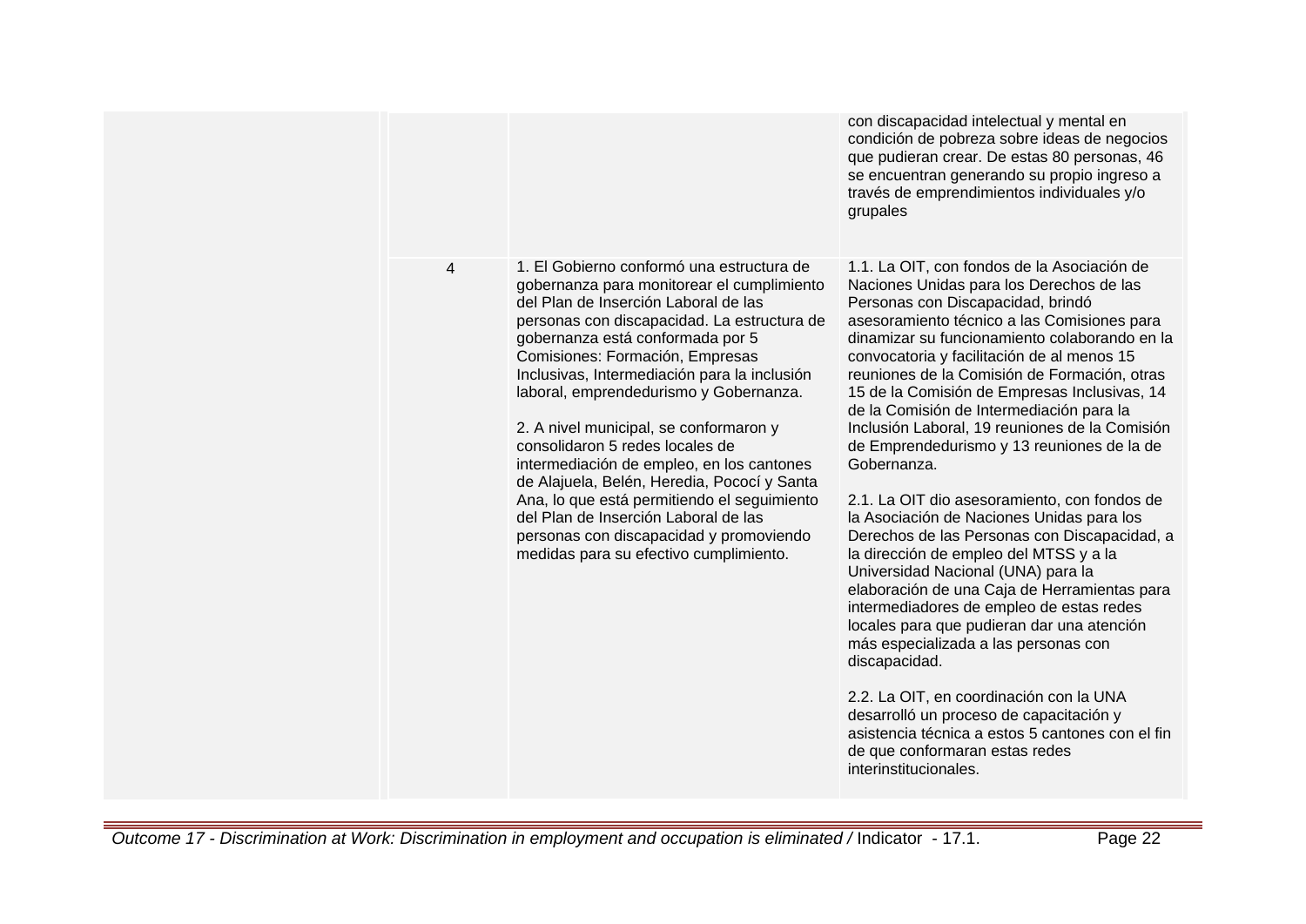| | | | |
|---|---|---|---|
| | | | con discapacidad intelectual y mental en condición de pobreza sobre ideas de negocios que pudieran crear. De estas 80 personas, 46 se encuentran generando su propio ingreso a través de emprendimientos individuales y/o grupales |
| | 4 | 1. El Gobierno conformó una estructura de gobernanza para monitorear el cumplimiento del Plan de Inserción Laboral de las personas con discapacidad. La estructura de gobernanza está conformada por 5 Comisiones: Formación, Empresas Inclusivas, Intermediación para la inclusión laboral, emprendedurismo y Gobernanza.<br><br>2. A nivel municipal, se conformaron y consolidaron 5 redes locales de intermediación de empleo, en los cantones de Alajuela, Belén, Heredia, Pococí y Santa Ana, lo que está permitiendo el seguimiento del Plan de Inserción Laboral de las personas con discapacidad y promoviendo medidas para su efectivo cumplimiento. | 1.1. La OIT, con fondos de la Asociación de Naciones Unidas para los Derechos de las Personas con Discapacidad, brindó asesoramiento técnico a las Comisiones para dinamizar su funcionamiento colaborando en la convocatoria y facilitación de al menos 15 reuniones de la Comisión de Formación, otras 15 de la Comisión de Empresas Inclusivas, 14 de la Comisión de Intermediación para la Inclusión Laboral, 19 reuniones de la Comisión de Emprendedurismo y 13 reuniones de la de Gobernanza.<br><br>2.1. La OIT dio asesoramiento, con fondos de la Asociación de Naciones Unidas para los Derechos de las Personas con Discapacidad, a la dirección de empleo del MTSS y a la Universidad Nacional (UNA) para la elaboración de una Caja de Herramientas para intermediadores de empleo de estas redes locales para que pudieran dar una atención más especializada a las personas con discapacidad.<br><br>2.2. La OIT, en coordinación con la UNA desarrolló un proceso de capacitación y asistencia técnica a estos 5 cantones con el fin de que conformaran estas redes interinstitucionales. |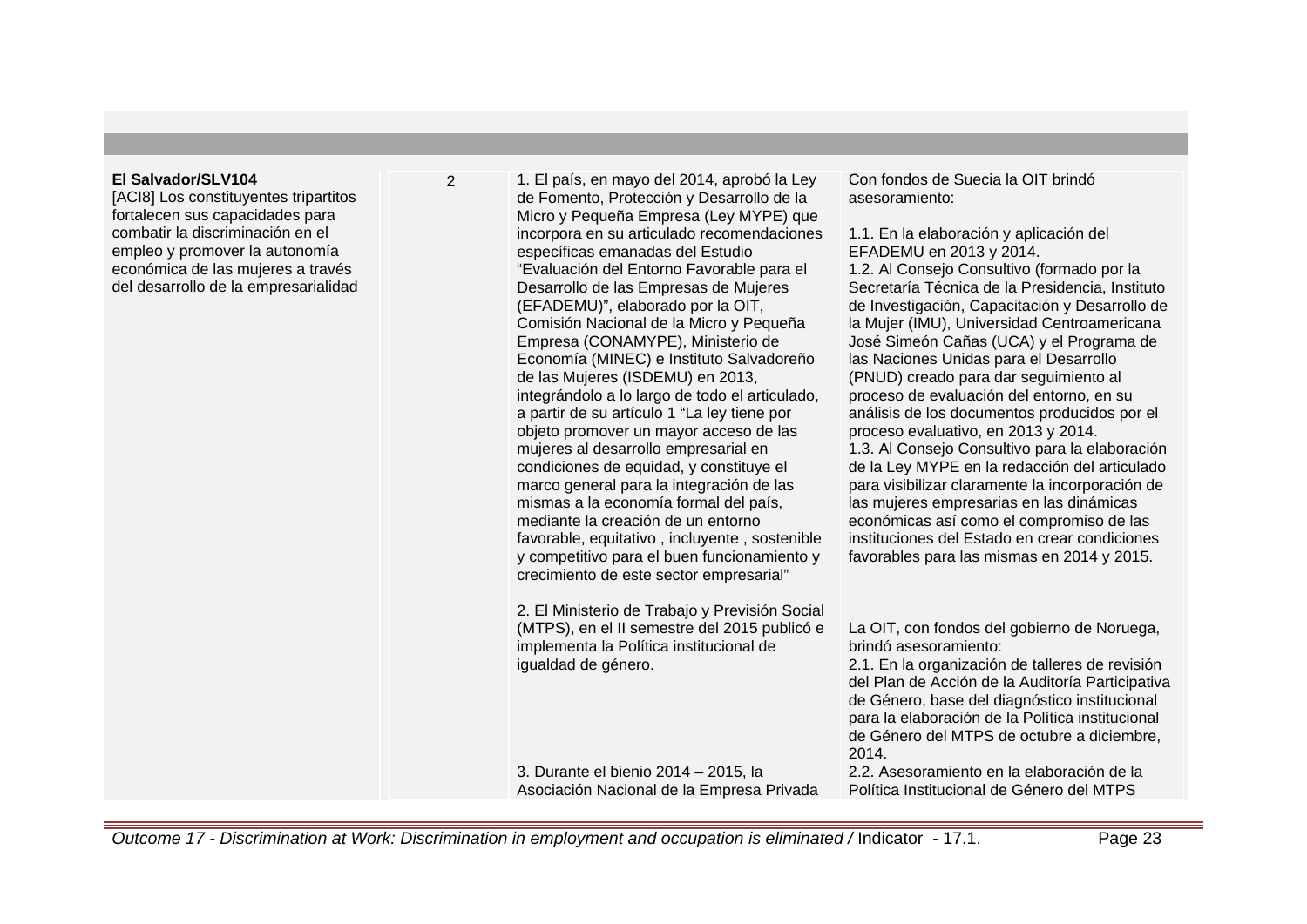| | | | |
|---|---|---|---|
| **El Salvador/SLV104**<br>[ACI8] Los constituyentes tripartitos fortalecen sus capacidades para combatir la discriminación en el empleo y promover la autonomía económica de las mujeres a través del desarrollo de la empresarialidad | 2 | 1. El país, en mayo del 2014, aprobó la Ley de Fomento, Protección y Desarrollo de la Micro y Pequeña Empresa (Ley MYPE) que incorpora en su articulado recomendaciones específicas emanadas del Estudio "Evaluación del Entorno Favorable para el Desarrollo de las Empresas de Mujeres (EFADEMU)", elaborado por la OIT, Comisión Nacional de la Micro y Pequeña Empresa (CONAMYPE), Ministerio de Economía (MINEC) e Instituto Salvadoreño de las Mujeres (ISDEMU) en 2013, integrándolo a lo largo de todo el articulado, a partir de su artículo 1 "La ley tiene por objeto promover un mayor acceso de las mujeres al desarrollo empresarial en condiciones de equidad, y constituye el marco general para la integración de las mismas a la economía formal del país, mediante la creación de un entorno favorable, equitativo , incluyente , sostenible y competitivo para el buen funcionamiento y crecimiento de este sector empresarial" | Con fondos de Suecia la OIT brindó asesoramiento:<br><br>1.1. En la elaboración y aplicación del EFADEMU en 2013 y 2014.<br>1.2. Al Consejo Consultivo (formado por la Secretaría Técnica de la Presidencia, Instituto de Investigación, Capacitación y Desarrollo de la Mujer (IMU), Universidad Centroamericana José Simeón Cañas (UCA) y el Programa de las Naciones Unidas para el Desarrollo (PNUD) creado para dar seguimiento al proceso de evaluación del entorno, en su análisis de los documentos producidos por el proceso evaluativo, en 2013 y 2014.<br>1.3. Al Consejo Consultivo para la elaboración de la Ley MYPE en la redacción del articulado para visibilizar claramente la incorporación de las mujeres empresarias en las dinámicas económicas así como el compromiso de las instituciones del Estado en crear condiciones favorables para las mismas en 2014 y 2015. |
| | | 2. El Ministerio de Trabajo y Previsión Social (MTPS), en el II semestre del 2015 publicó e implementa la Política institucional de igualdad de género. | La OIT, con fondos del gobierno de Noruega, brindó asesoramiento:<br>2.1. En la organización de talleres de revisión del Plan de Acción de la Auditoría Participativa de Género, base del diagnóstico institucional para la elaboración de la Política institucional de Género del MTPS de octubre a diciembre, 2014.<br>2.2. Asesoramiento en la elaboración de la Política Institucional de Género del MTPS |
| | | 3. Durante el bienio 2014 – 2015, la Asociación Nacional de la Empresa Privada | |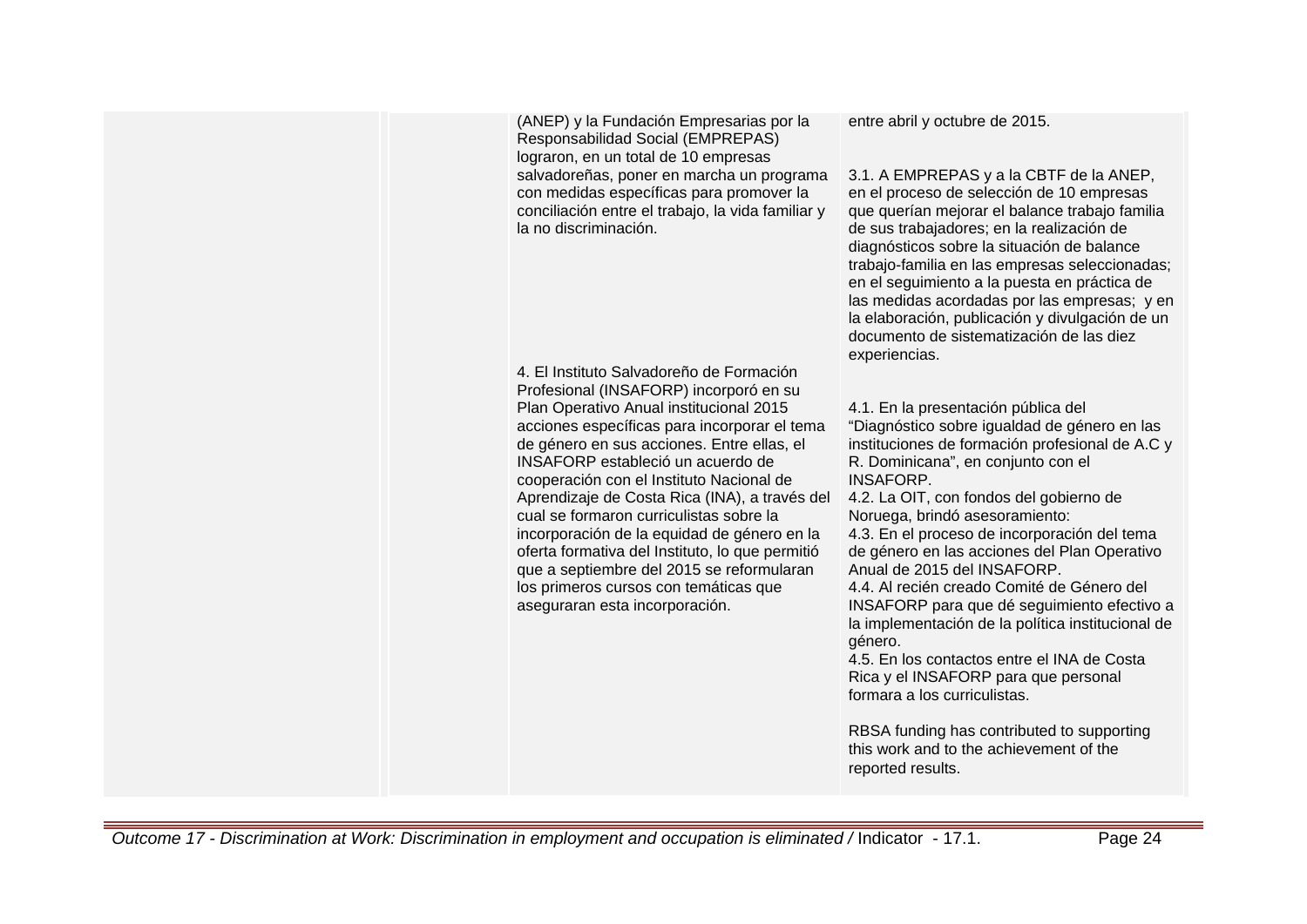| | | | |
|---|---|---|---|
| | | (ANEP) y la Fundación Empresarias por la Responsabilidad Social (EMPREPAS) lograron, en un total de 10 empresas salvadoreñas, poner en marcha un programa con medidas específicas para promover la conciliación entre el trabajo, la vida familiar y la no discriminación. | entre abril y octubre de 2015.<br><br>3.1. A EMPREPAS y a la CBTF de la ANEP, en el proceso de selección de 10 empresas que querían mejorar el balance trabajo familia de sus trabajadores; en la realización de diagnósticos sobre la situación de balance trabajo-familia en las empresas seleccionadas; en el seguimiento a la puesta en práctica de las medidas acordadas por las empresas; y en la elaboración, publicación y divulgación de un documento de sistematización de las diez experiencias. |
| | | 4. El Instituto Salvadoreño de Formación Profesional (INSAFORP) incorporó en su Plan Operativo Anual institucional 2015 acciones específicas para incorporar el tema de género en sus acciones. Entre ellas, el INSAFORP estableció un acuerdo de cooperación con el Instituto Nacional de Aprendizaje de Costa Rica (INA), a través del cual se formaron curriculistas sobre la incorporación de la equidad de género en la oferta formativa del Instituto, lo que permitió que a septiembre del 2015 se reformularan los primeros cursos con temáticas que aseguraran esta incorporación. | 4.1. En la presentación pública del "Diagnóstico sobre igualdad de género en las instituciones de formación profesional de A.C y R. Dominicana", en conjunto con el INSAFORP.<br>4.2. La OIT, con fondos del gobierno de Noruega, brindó asesoramiento:<br>4.3. En el proceso de incorporación del tema de género en las acciones del Plan Operativo Anual de 2015 del INSAFORP.<br>4.4. Al recién creado Comité de Género del INSAFORP para que dé seguimiento efectivo a la implementación de la política institucional de género.<br>4.5. En los contactos entre el INA de Costa Rica y el INSAFORP para que personal formara a los curriculistas.<br><br>RBSA funding has contributed to supporting this work and to the achievement of the reported results. |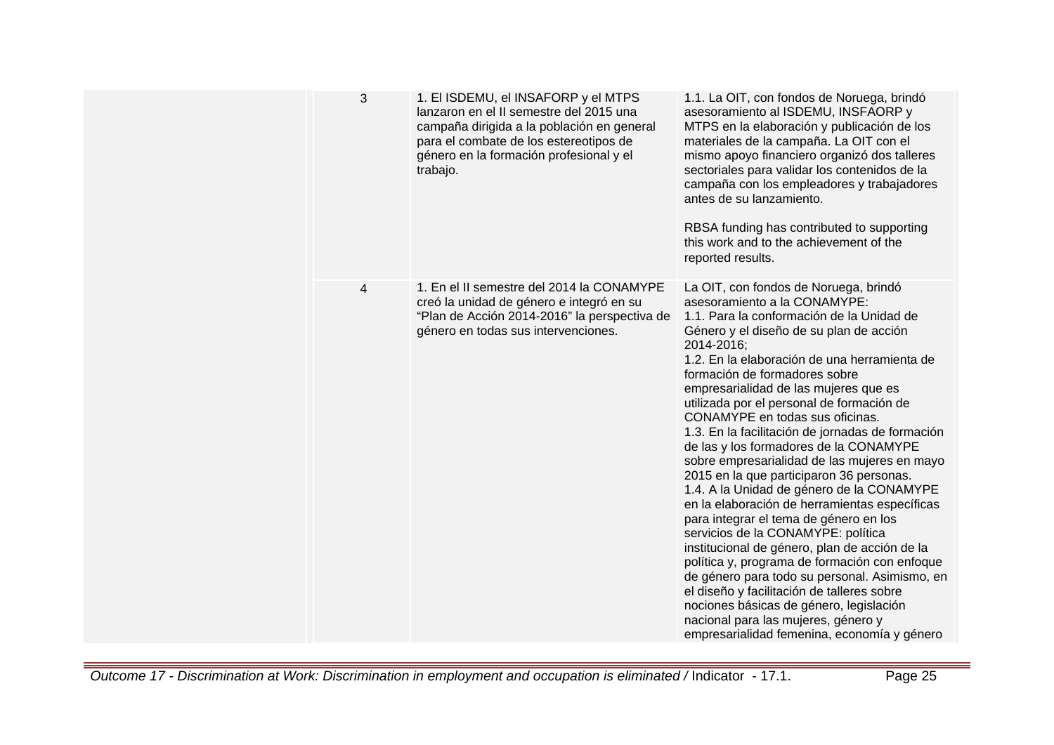| | | | |
|---|---|---|---|
| | 3 | 1. El ISDEMU, el INSAFORP y el MTPS lanzaron en el II semestre del 2015 una campaña dirigida a la población en general para el combate de los estereotipos de género en la formación profesional y el trabajo. | 1.1. La OIT, con fondos de Noruega, brindó asesoramiento al ISDEMU, INSFAORP y MTPS en la elaboración y publicación de los materiales de la campaña. La OIT con el mismo apoyo financiero organizó dos talleres sectoriales para validar los contenidos de la campaña con los empleadores y trabajadores antes de su lanzamiento.<br><br>RBSA funding has contributed to supporting this work and to the achievement of the reported results. |
| | 4 | 1. En el II semestre del 2014 la CONAMYPE creó la unidad de género e integró en su “Plan de Acción 2014-2016” la perspectiva de género en todas sus intervenciones. | La OIT, con fondos de Noruega, brindó asesoramiento a la CONAMYPE:<br>1.1. Para la conformación de la Unidad de Género y el diseño de su plan de acción 2014-2016;<br>1.2. En la elaboración de una herramienta de formación de formadores sobre empresarialidad de las mujeres que es utilizada por el personal de formación de CONAMYPE en todas sus oficinas.<br>1.3. En la facilitación de jornadas de formación de las y los formadores de la CONAMYPE sobre empresarialidad de las mujeres en mayo 2015 en la que participaron 36 personas.<br>1.4. A la Unidad de género de la CONAMYPE en la elaboración de herramientas específicas para integrar el tema de género en los servicios de la CONAMYPE: política institucional de género, plan de acción de la política y, programa de formación con enfoque de género para todo su personal. Asimismo, en el diseño y facilitación de talleres sobre nociones básicas de género, legislación nacional para las mujeres, género y empresarialidad femenina, economía y género |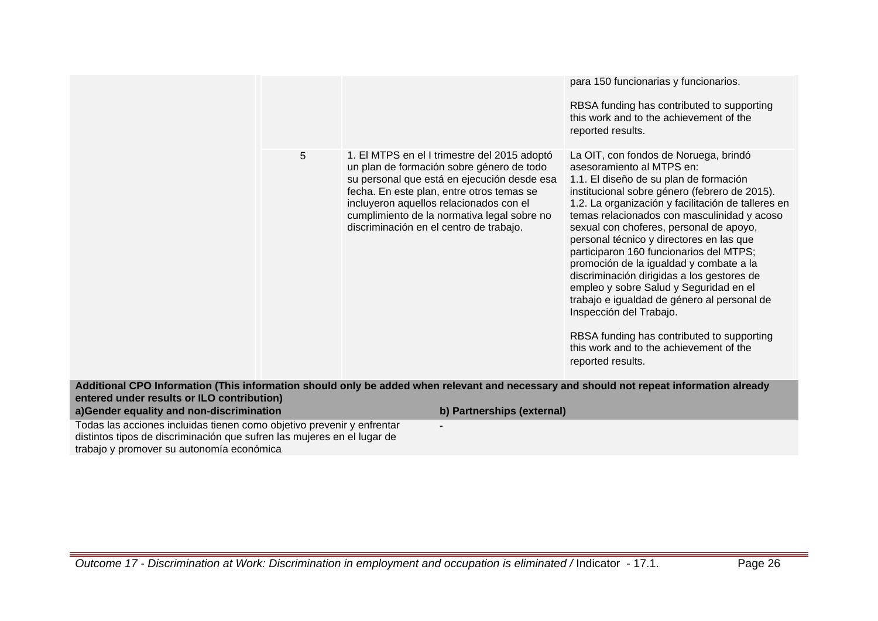| | | | |
|---|---|---|---|
| | | | para 150 funcionarias y funcionarios.<br><br>RBSA funding has contributed to supporting this work and to the achievement of the reported results. |
| | 5 | 1. El MTPS en el I trimestre del 2015 adoptó un plan de formación sobre género de todo su personal que está en ejecución desde esa fecha. En este plan, entre otros temas se incluyeron aquellos relacionados con el cumplimiento de la normativa legal sobre no discriminación en el centro de trabajo. | La OIT, con fondos de Noruega, brindó asesoramiento al MTPS en:<br>1.1. El diseño de su plan de formación institucional sobre género (febrero de 2015).<br>1.2. La organización y facilitación de talleres en temas relacionados con masculinidad y acoso sexual con choferes, personal de apoyo, personal técnico y directores en las que participaron 160 funcionarios del MTPS; promoción de la igualdad y combate a la discriminación dirigidas a los gestores de empleo y sobre Salud y Seguridad en el trabajo e igualdad de género al personal de Inspección del Trabajo.<br><br>RBSA funding has contributed to supporting this work and to the achievement of the reported results. |

**Additional CPO Information (This information should only be added when relevant and necessary and should not repeat information already entered under results or ILO contribution)**

| a)Gender equality and non-discrimination | b) Partnerships (external) |
|---|---|
| Todas las acciones incluidas tienen como objetivo prevenir y enfrentar distintos tipos de discriminación que sufren las mujeres en el lugar de trabajo y promover su autonomía económica | - |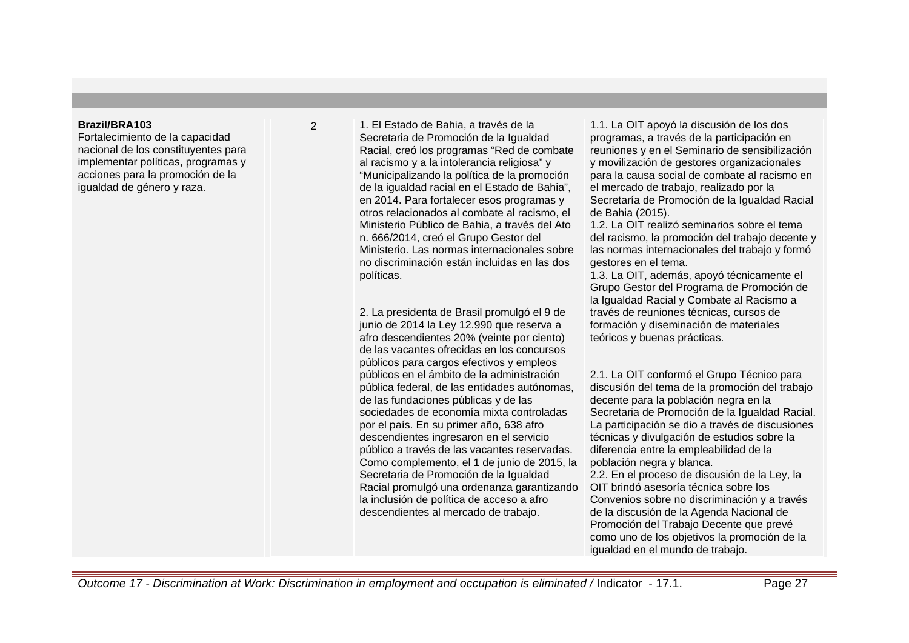| | | | |
|---|---|---|---|
| **Brazil/BRA103**<br>Fortalecimiento de la capacidad nacional de los constituyentes para implementar políticas, programas y acciones para la promoción de la igualdad de género y raza. | 2 | 1. El Estado de Bahia, a través de la Secretaria de Promoción de la Igualdad Racial, creó los programas “Red de combate al racismo y a la intolerancia religiosa” y “Municipalizando la política de la promoción de la igualdad racial en el Estado de Bahia”, en 2014. Para fortalecer esos programas y otros relacionados al combate al racismo, el Ministerio Público de Bahia, a través del Ato n. 666/2014, creó el Grupo Gestor del Ministerio. Las normas internacionales sobre no discriminación están incluidas en las dos políticas.<br><br>2. La presidenta de Brasil promulgó el 9 de junio de 2014 la Ley 12.990 que reserva a afro descendientes 20% (veinte por ciento) de las vacantes ofrecidas en los concursos públicos para cargos efectivos y empleos públicos en el ámbito de la administración pública federal, de las entidades autónomas, de las fundaciones públicas y de las sociedades de economía mixta controladas por el país. En su primer año, 638 afro descendientes ingresaron en el servicio público a través de las vacantes reservadas. Como complemento, el 1 de junio de 2015, la Secretaria de Promoción de la Igualdad Racial promulgó una ordenanza garantizando la inclusión de política de acceso a afro descendientes al mercado de trabajo. | 1.1. La OIT apoyó la discusión de los dos programas, a través de la participación en reuniones y en el Seminario de sensibilización y movilización de gestores organizacionales para la causa social de combate al racismo en el mercado de trabajo, realizado por la Secretaría de Promoción de la Igualdad Racial de Bahia (2015).<br>1.2. La OIT realizó seminarios sobre el tema del racismo, la promoción del trabajo decente y las normas internacionales del trabajo y formó gestores en el tema.<br>1.3. La OIT, además, apoyó técnicamente el Grupo Gestor del Programa de Promoción de la Igualdad Racial y Combate al Racismo a través de reuniones técnicas, cursos de formación y diseminación de materiales teóricos y buenas prácticas.<br><br>2.1. La OIT conformó el Grupo Técnico para discusión del tema de la promoción del trabajo decente para la población negra en la Secretaria de Promoción de la Igualdad Racial. La participación se dio a través de discusiones técnicas y divulgación de estudios sobre la diferencia entre la empleabilidad de la población negra y blanca.<br>2.2. En el proceso de discusión de la Ley, la OIT brindó asesoría técnica sobre los Convenios sobre no discriminación y a través de la discusión de la Agenda Nacional de Promoción del Trabajo Decente que prevé como uno de los objetivos la promoción de la igualdad en el mundo de trabajo. |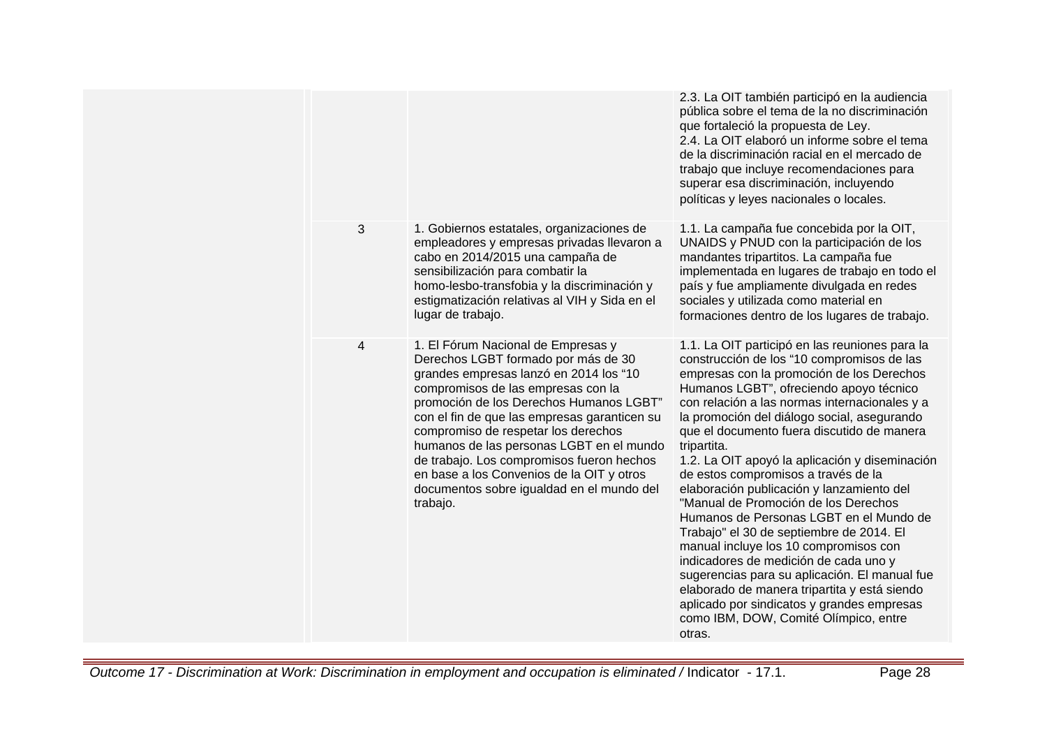| | | | |
|---|---|---|---|
| | | | 2.3. La OIT también participó en la audiencia pública sobre el tema de la no discriminación que fortaleció la propuesta de Ley.<br>2.4. La OIT elaboró un informe sobre el tema de la discriminación racial en el mercado de trabajo que incluye recomendaciones para superar esa discriminación, incluyendo políticas y leyes nacionales o locales. |
| | 3 | 1. Gobiernos estatales, organizaciones de empleadores y empresas privadas llevaron a cabo en 2014/2015 una campaña de sensibilización para combatir la homo-lesbo-transfobia y la discriminación y estigmatización relativas al VIH y Sida en el lugar de trabajo. | 1.1. La campaña fue concebida por la OIT, UNAIDS y PNUD con la participación de los mandantes tripartitos. La campaña fue implementada en lugares de trabajo en todo el país y fue ampliamente divulgada en redes sociales y utilizada como material en formaciones dentro de los lugares de trabajo. |
| | 4 | 1. El Fórum Nacional de Empresas y Derechos LGBT formado por más de 30 grandes empresas lanzó en 2014 los "10 compromisos de las empresas con la promoción de los Derechos Humanos LGBT" con el fin de que las empresas garanticen su compromiso de respetar los derechos humanos de las personas LGBT en el mundo de trabajo. Los compromisos fueron hechos en base a los Convenios de la OIT y otros documentos sobre igualdad en el mundo del trabajo. | 1.1. La OIT participó en las reuniones para la construcción de los "10 compromisos de las empresas con la promoción de los Derechos Humanos LGBT", ofreciendo apoyo técnico con relación a las normas internacionales y a la promoción del diálogo social, asegurando que el documento fuera discutido de manera tripartita.<br>1.2. La OIT apoyó la aplicación y diseminación de estos compromisos a través de la elaboración publicación y lanzamiento del "Manual de Promoción de los Derechos Humanos de Personas LGBT en el Mundo de Trabajo" el 30 de septiembre de 2014. El manual incluye los 10 compromisos con indicadores de medición de cada uno y sugerencias para su aplicación. El manual fue elaborado de manera tripartita y está siendo aplicado por sindicatos y grandes empresas como IBM, DOW, Comité Olímpico, entre otras. |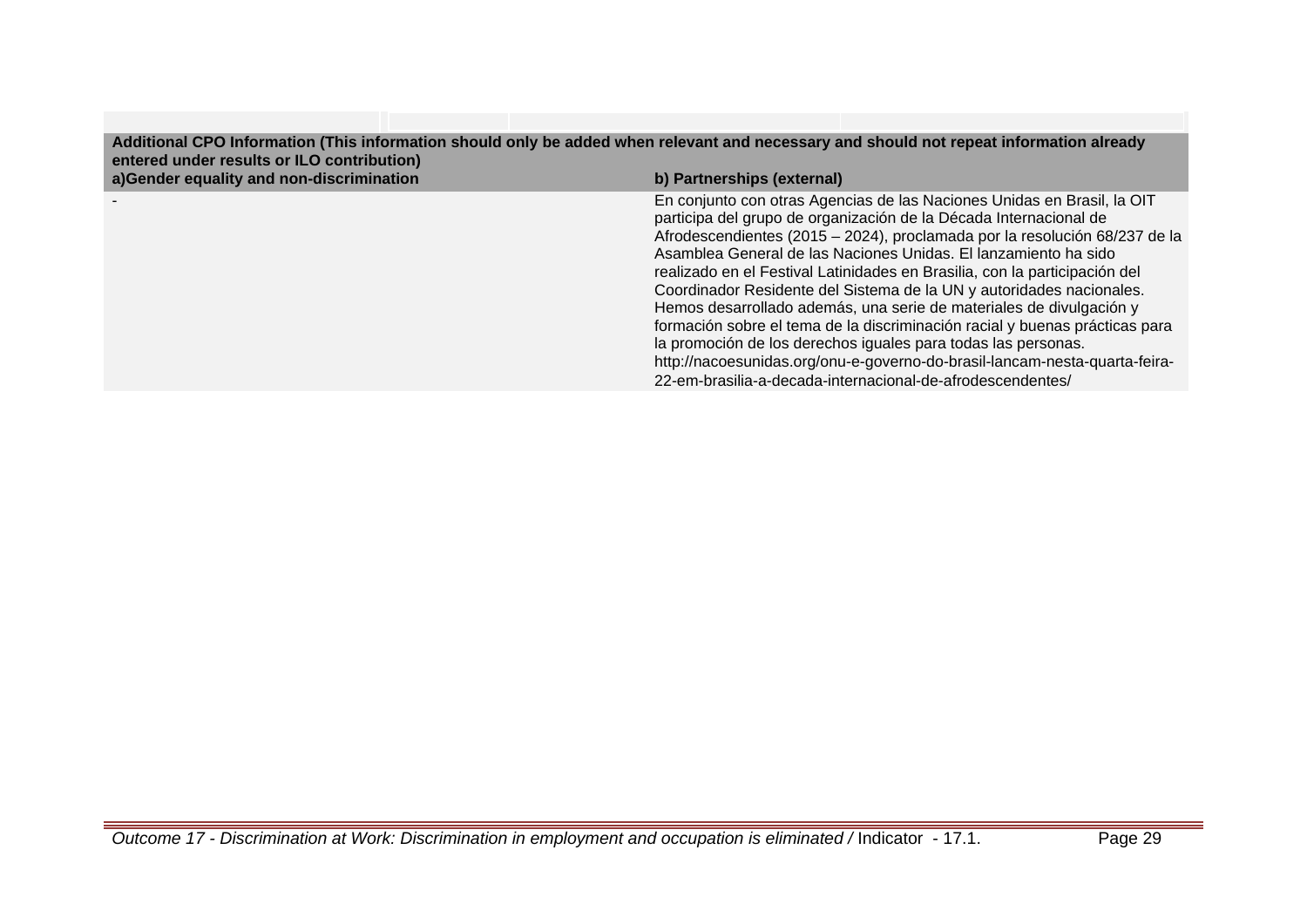| Additional CPO Information (This information should only be added when relevant and necessary and should not repeat information already entered under results or ILO contribution) | |
|---|---|
| **a)Gender equality and non-discrimination** | **b) Partnerships (external)** |
| - | En conjunto con otras Agencias de las Naciones Unidas en Brasil, la OIT participa del grupo de organización de la Década Internacional de Afrodescendientes (2015 – 2024), proclamada por la resolución 68/237 de la Asamblea General de las Naciones Unidas. El lanzamiento ha sido realizado en el Festival Latinidades en Brasilia, con la participación del Coordinador Residente del Sistema de la UN y autoridades nacionales. Hemos desarrollado además, una serie de materiales de divulgación y formación sobre el tema de la discriminación racial y buenas prácticas para la promoción de los derechos iguales para todas las personas. http://nacoesunidas.org/onu-e-governo-do-brasil-lancam-nesta-quarta-feira-22-em-brasilia-a-decada-internacional-de-afrodescendentes/ |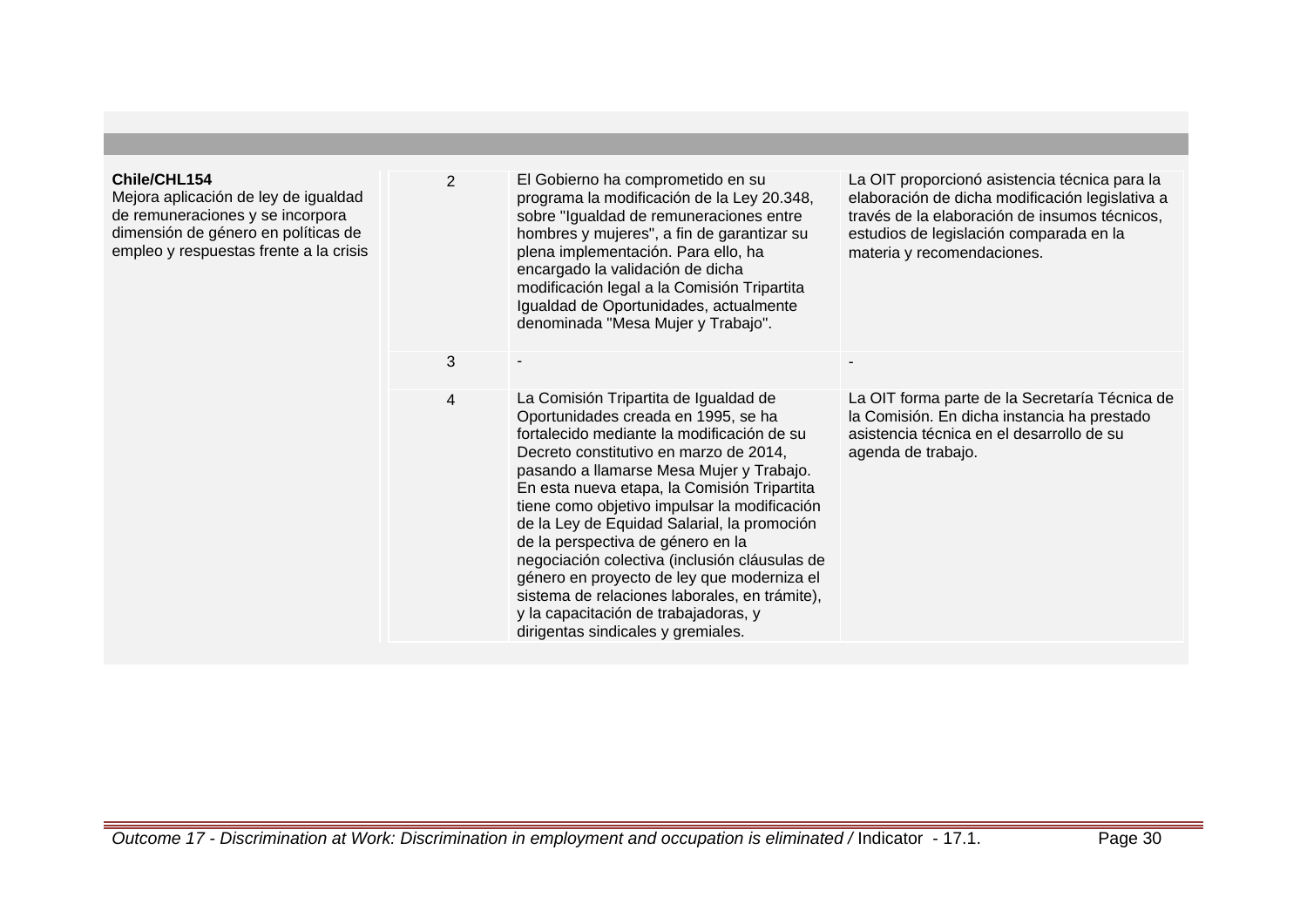| | | | |
|---|---|---|---|
| **Chile/CHL154**<br>Mejora aplicación de ley de igualdad de remuneraciones y se incorpora dimensión de género en políticas de empleo y respuestas frente a la crisis | 2 | El Gobierno ha comprometido en su programa la modificación de la Ley 20.348, sobre "Igualdad de remuneraciones entre hombres y mujeres", a fin de garantizar su plena implementación. Para ello, ha encargado la validación de dicha modificación legal a la Comisión Tripartita Igualdad de Oportunidades, actualmente denominada "Mesa Mujer y Trabajo". | La OIT proporcionó asistencia técnica para la elaboración de dicha modificación legislativa a través de la elaboración de insumos técnicos, estudios de legislación comparada en la materia y recomendaciones. |
| | 3 | - | - |
| | 4 | La Comisión Tripartita de Igualdad de Oportunidades creada en 1995, se ha fortalecido mediante la modificación de su Decreto constitutivo en marzo de 2014, pasando a llamarse Mesa Mujer y Trabajo. En esta nueva etapa, la Comisión Tripartita tiene como objetivo impulsar la modificación de la Ley de Equidad Salarial, la promoción de la perspectiva de género en la negociación colectiva (inclusión cláusulas de género en proyecto de ley que moderniza el sistema de relaciones laborales, en trámite), y la capacitación de trabajadoras, y dirigentas sindicales y gremiales. | La OIT forma parte de la Secretaría Técnica de la Comisión. En dicha instancia ha prestado asistencia técnica en el desarrollo de su agenda de trabajo. |